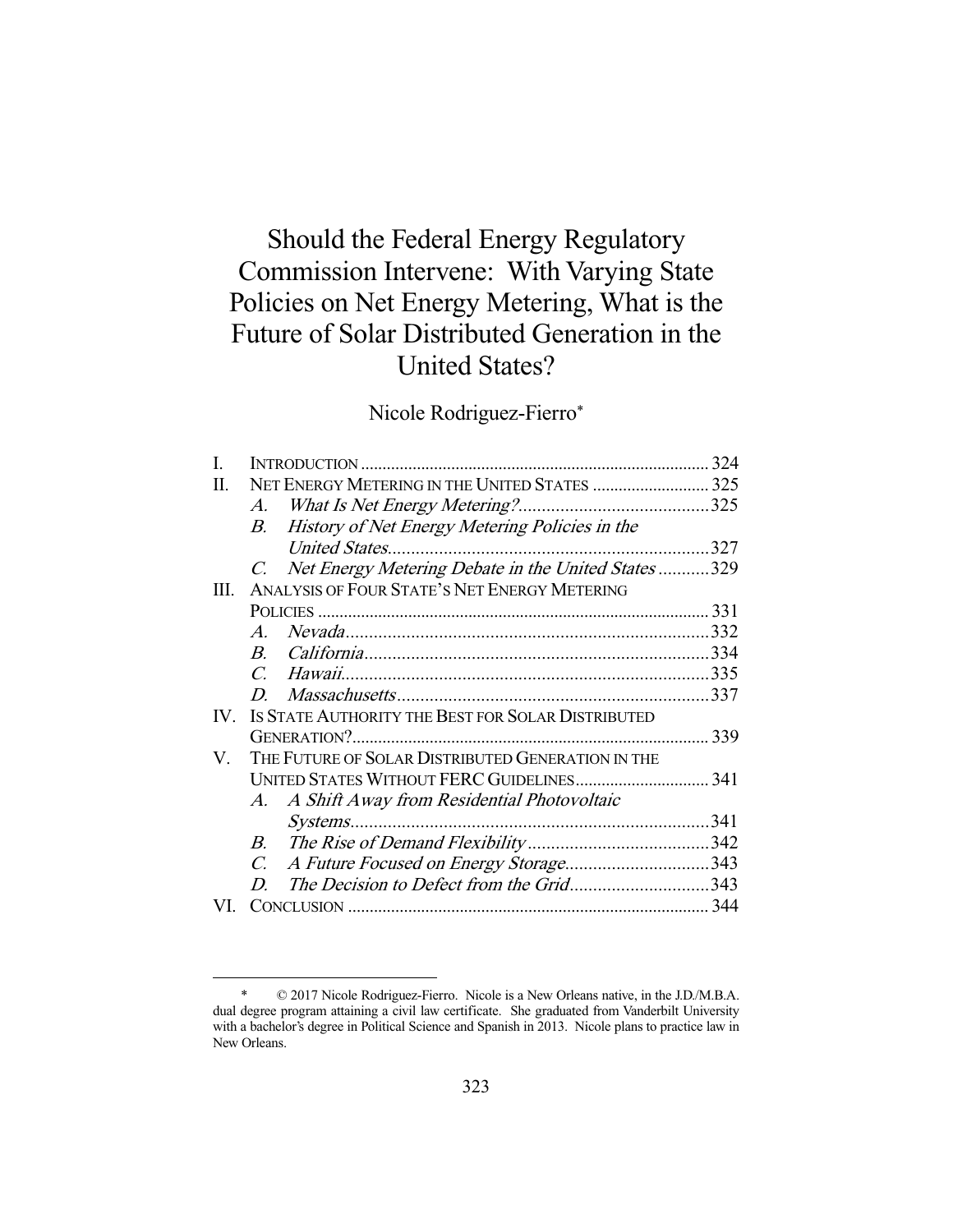# Should the Federal Energy Regulatory Commission Intervene: With Varying State Policies on Net Energy Metering, What is the Future of Solar Distributed Generation in the United States?

Nicole Rodriguez-Fierro*

| | | |
|---|---|---|
| I. | INTRODUCTION | 324 |
| II. | NET ENERGY METERING IN THE UNITED STATES | 325 |
| | *A. What Is Net Energy Metering?* | 325 |
| | *B. History of Net Energy Metering Policies in the United States* | 327 |
| | *C. Net Energy Metering Debate in the United States* | 329 |
| III. | ANALYSIS OF FOUR STATE'S NET ENERGY METERING POLICIES | 331 |
| | *A. Nevada* | 332 |
| | *B. California* | 334 |
| | *C. Hawaii* | 335 |
| | *D. Massachusetts* | 337 |
| IV. | IS STATE AUTHORITY THE BEST FOR SOLAR DISTRIBUTED GENERATION? | 339 |
| V. | THE FUTURE OF SOLAR DISTRIBUTED GENERATION IN THE UNITED STATES WITHOUT FERC GUIDELINES | 341 |
| | *A. A Shift Away from Residential Photovoltaic Systems* | 341 |
| | *B. The Rise of Demand Flexibility* | 342 |
| | *C. A Future Focused on Energy Storage* | 343 |
| | *D. The Decision to Defect from the Grid* | 343 |
| VI. | CONCLUSION | 344 |

\* © 2017 Nicole Rodriguez-Fierro. Nicole is a New Orleans native, in the J.D./M.B.A. dual degree program attaining a civil law certificate. She graduated from Vanderbilt University with a bachelor's degree in Political Science and Spanish in 2013. Nicole plans to practice law in New Orleans.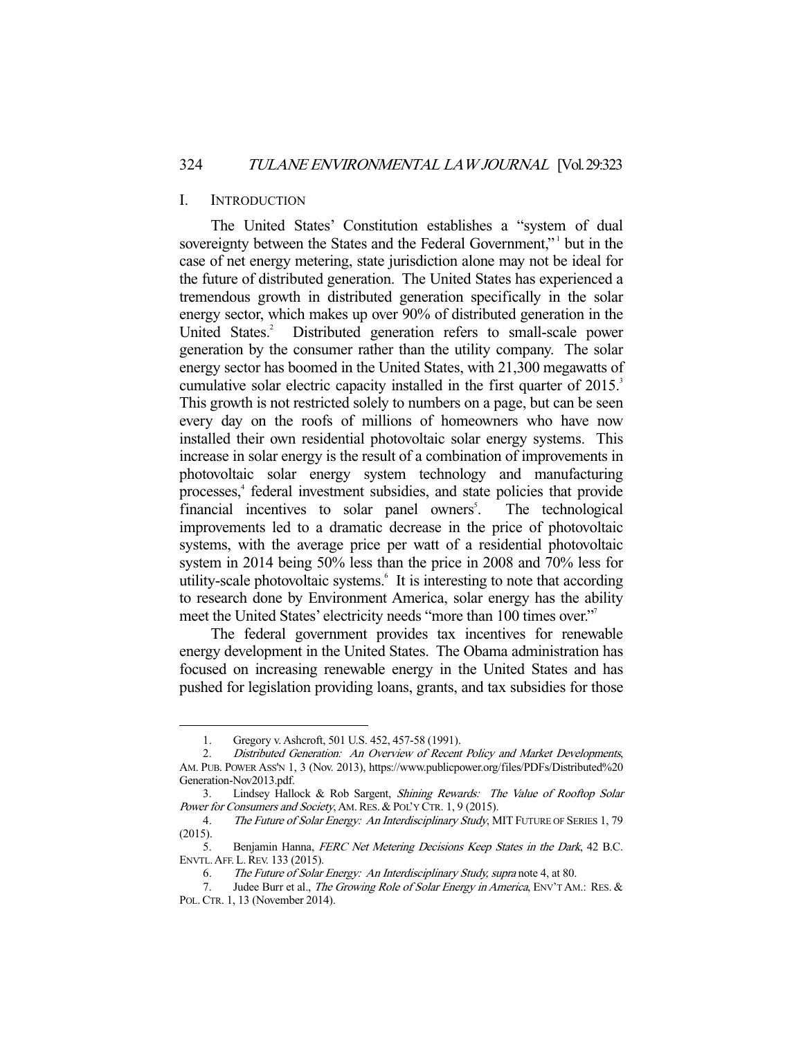## I. INTRODUCTION

The United States' Constitution establishes a "system of dual sovereignty between the States and the Federal Government,"[1] but in the case of net energy metering, state jurisdiction alone may not be ideal for the future of distributed generation. The United States has experienced a tremendous growth in distributed generation specifically in the solar energy sector, which makes up over 90% of distributed generation in the United States.[2] Distributed generation refers to small-scale power generation by the consumer rather than the utility company. The solar energy sector has boomed in the United States, with 21,300 megawatts of cumulative solar electric capacity installed in the first quarter of 2015.[3] This growth is not restricted solely to numbers on a page, but can be seen every day on the roofs of millions of homeowners who have now installed their own residential photovoltaic solar energy systems. This increase in solar energy is the result of a combination of improvements in photovoltaic solar energy system technology and manufacturing processes,[4] federal investment subsidies, and state policies that provide financial incentives to solar panel owners[5]. The technological improvements led to a dramatic decrease in the price of photovoltaic systems, with the average price per watt of a residential photovoltaic system in 2014 being 50% less than the price in 2008 and 70% less for utility-scale photovoltaic systems.[6] It is interesting to note that according to research done by Environment America, solar energy has the ability meet the United States' electricity needs "more than 100 times over."[7]

The federal government provides tax incentives for renewable energy development in the United States. The Obama administration has focused on increasing renewable energy in the United States and has pushed for legislation providing loans, grants, and tax subsidies for those

---

1. Gregory v. Ashcroft, 501 U.S. 452, 457-58 (1991).
2. *Distributed Generation: An Overview of Recent Policy and Market Developments*, AM. PUB. POWER ASS'N 1, 3 (Nov. 2013), https://www.publicpower.org/files/PDFs/Distributed%20 Generation-Nov2013.pdf.
3. Lindsey Hallock & Rob Sargent, *Shining Rewards: The Value of Rooftop Solar Power for Consumers and Society*, AM. RES. & POL'Y CTR. 1, 9 (2015).
4. *The Future of Solar Energy: An Interdisciplinary Study*, MIT FUTURE OF SERIES 1, 79 (2015).
5. Benjamin Hanna, *FERC Net Metering Decisions Keep States in the Dark*, 42 B.C. ENVTL. AFF. L. REV. 133 (2015).
6. *The Future of Solar Energy: An Interdisciplinary Study*, *supra* note 4, at 80.
7. Judee Burr et al., *The Growing Role of Solar Energy in America*, ENV'T AM.: RES. & POL. CTR. 1, 13 (November 2014).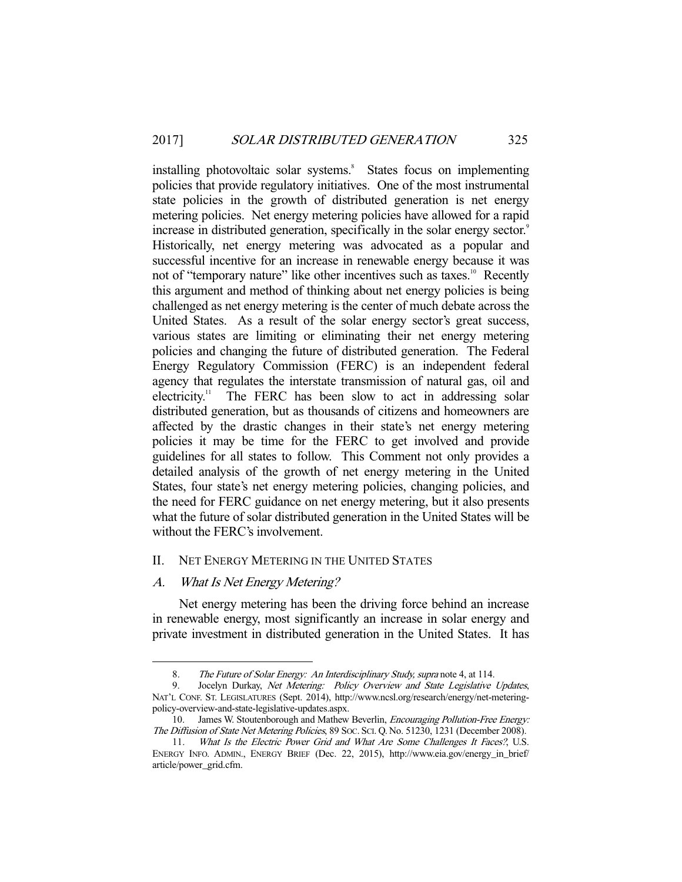installing photovoltaic solar systems.[8] States focus on implementing policies that provide regulatory initiatives. One of the most instrumental state policies in the growth of distributed generation is net energy metering policies. Net energy metering policies have allowed for a rapid increase in distributed generation, specifically in the solar energy sector.[9] Historically, net energy metering was advocated as a popular and successful incentive for an increase in renewable energy because it was not of "temporary nature" like other incentives such as taxes.[10] Recently this argument and method of thinking about net energy policies is being challenged as net energy metering is the center of much debate across the United States. As a result of the solar energy sector's great success, various states are limiting or eliminating their net energy metering policies and changing the future of distributed generation. The Federal Energy Regulatory Commission (FERC) is an independent federal agency that regulates the interstate transmission of natural gas, oil and electricity.[11] The FERC has been slow to act in addressing solar distributed generation, but as thousands of citizens and homeowners are affected by the drastic changes in their state's net energy metering policies it may be time for the FERC to get involved and provide guidelines for all states to follow. This Comment not only provides a detailed analysis of the growth of net energy metering in the United States, four state's net energy metering policies, changing policies, and the need for FERC guidance on net energy metering, but it also presents what the future of solar distributed generation in the United States will be without the FERC's involvement.

## II. NET ENERGY METERING IN THE UNITED STATES

### A. *What Is Net Energy Metering?*

Net energy metering has been the driving force behind an increase in renewable energy, most significantly an increase in solar energy and private investment in distributed generation in the United States. It has

---

8. *The Future of Solar Energy: An Interdisciplinary Study, supra* note 4, at 114.

9. Jocelyn Durkay, *Net Metering: Policy Overview and State Legislative Updates*, NAT'L CONF. ST. LEGISLATURES (Sept. 2014), http://www.ncsl.org/research/energy/net-metering-policy-overview-and-state-legislative-updates.aspx.

10. James W. Stoutenborough and Mathew Beverlin, *Encouraging Pollution-Free Energy: The Diffusion of State Net Metering Policies*, 89 SOC. SCI. Q. No. 51230, 1231 (December 2008).

11. *What Is the Electric Power Grid and What Are Some Challenges It Faces?*, U.S. ENERGY INFO. ADMIN., ENERGY BRIEF (Dec. 22, 2015), http://www.eia.gov/energy_in_brief/article/power_grid.cfm.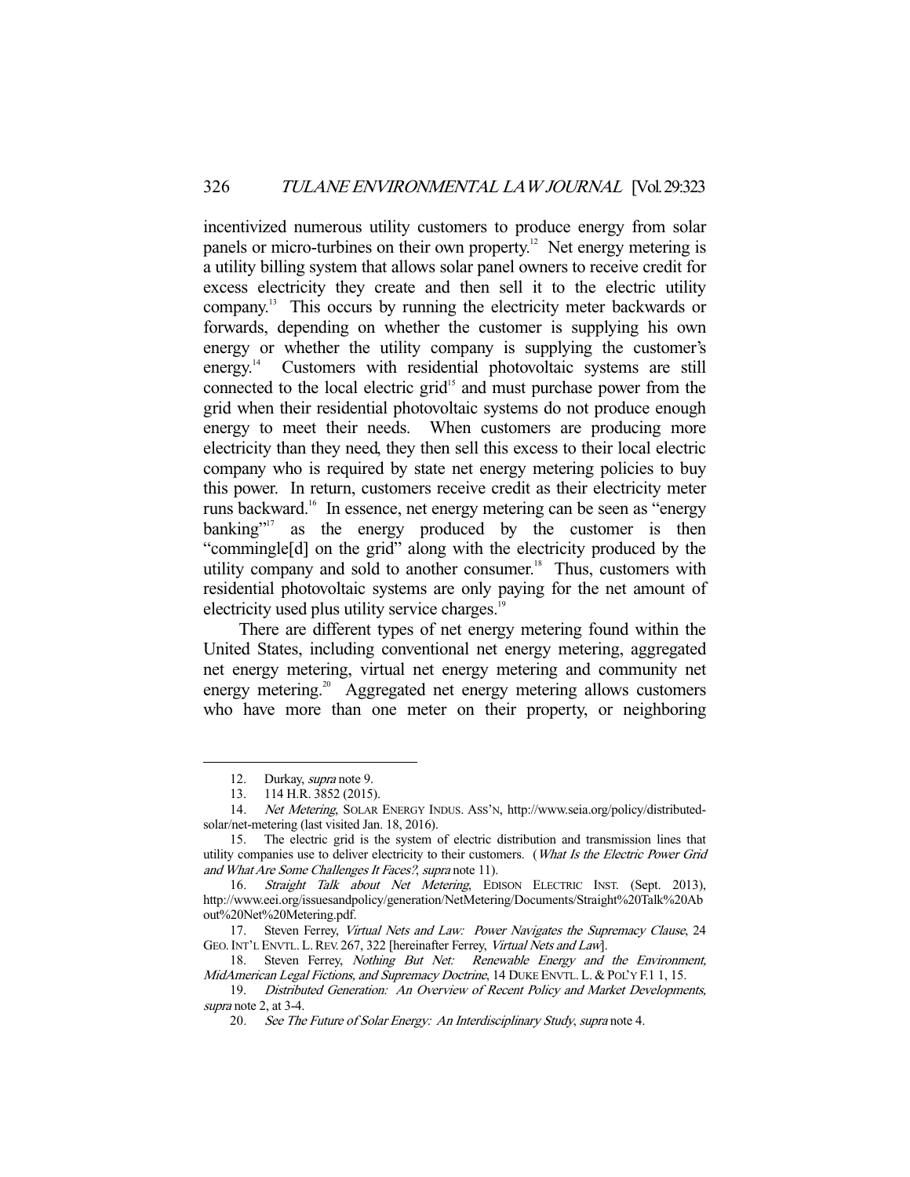incentivized numerous utility customers to produce energy from solar panels or micro-turbines on their own property.[12] Net energy metering is a utility billing system that allows solar panel owners to receive credit for excess electricity they create and then sell it to the electric utility company.[13] This occurs by running the electricity meter backwards or forwards, depending on whether the customer is supplying his own energy or whether the utility company is supplying the customer's energy.[14] Customers with residential photovoltaic systems are still connected to the local electric grid[15] and must purchase power from the grid when their residential photovoltaic systems do not produce enough energy to meet their needs. When customers are producing more electricity than they need, they then sell this excess to their local electric company who is required by state net energy metering policies to buy this power. In return, customers receive credit as their electricity meter runs backward.[16] In essence, net energy metering can be seen as "energy banking"[17] as the energy produced by the customer is then "commingle[d] on the grid" along with the electricity produced by the utility company and sold to another consumer.[18] Thus, customers with residential photovoltaic systems are only paying for the net amount of electricity used plus utility service charges.[19]

There are different types of net energy metering found within the United States, including conventional net energy metering, aggregated net energy metering, virtual net energy metering and community net energy metering.[20] Aggregated net energy metering allows customers who have more than one meter on their property, or neighboring

---

12. Durkay, *supra* note 9.

13. 114 H.R. 3852 (2015).

14. *Net Metering*, SOLAR ENERGY INDUS. ASS'N, http://www.seia.org/policy/distributed-solar/net-metering (last visited Jan. 18, 2016).

15. The electric grid is the system of electric distribution and transmission lines that utility companies use to deliver electricity to their customers. (*What Is the Electric Power Grid and What Are Some Challenges It Faces?*, *supra* note 11).

16. *Straight Talk about Net Metering*, EDISON ELECTRIC INST. (Sept. 2013), http://www.eei.org/issuesandpolicy/generation/NetMetering/Documents/Straight%20Talk%20About%20Net%20Metering.pdf.

17. Steven Ferrey, *Virtual Nets and Law: Power Navigates the Supremacy Clause*, 24 GEO. INT'L ENVTL. L. REV. 267, 322 [hereinafter Ferrey, *Virtual Nets and Law*].

18. Steven Ferrey, *Nothing But Net: Renewable Energy and the Environment, MidAmerican Legal Fictions, and Supremacy Doctrine*, 14 DUKE ENVTL. L. & POL'Y F.1 1, 15.

19. *Distributed Generation: An Overview of Recent Policy and Market Developments*, *supra* note 2, at 3-4.

20. *See The Future of Solar Energy: An Interdisciplinary Study*, *supra* note 4.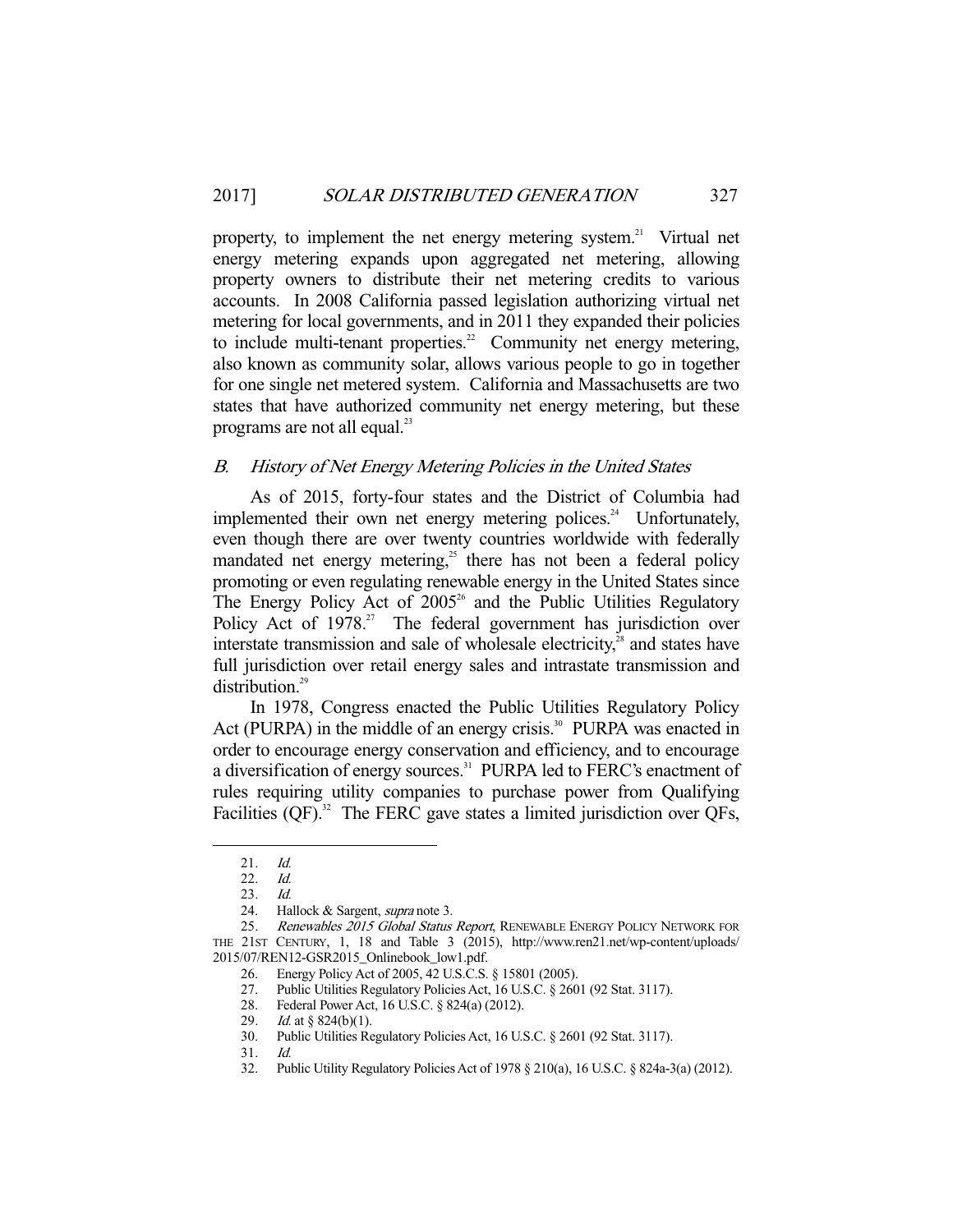property, to implement the net energy metering system.[21] Virtual net energy metering expands upon aggregated net metering, allowing property owners to distribute their net metering credits to various accounts. In 2008 California passed legislation authorizing virtual net metering for local governments, and in 2011 they expanded their policies to include multi-tenant properties.[22] Community net energy metering, also known as community solar, allows various people to go in together for one single net metered system. California and Massachusetts are two states that have authorized community net energy metering, but these programs are not all equal.[23]

### B. *History of Net Energy Metering Policies in the United States*

As of 2015, forty-four states and the District of Columbia had implemented their own net energy metering polices.[24] Unfortunately, even though there are over twenty countries worldwide with federally mandated net energy metering,[25] there has not been a federal policy promoting or even regulating renewable energy in the United States since The Energy Policy Act of 2005[26] and the Public Utilities Regulatory Policy Act of 1978.[27] The federal government has jurisdiction over interstate transmission and sale of wholesale electricity,[28] and states have full jurisdiction over retail energy sales and intrastate transmission and distribution.[29]

In 1978, Congress enacted the Public Utilities Regulatory Policy Act (PURPA) in the middle of an energy crisis.[30] PURPA was enacted in order to encourage energy conservation and efficiency, and to encourage a diversification of energy sources.[31] PURPA led to FERC's enactment of rules requiring utility companies to purchase power from Qualifying Facilities (QF).[32] The FERC gave states a limited jurisdiction over QFs,

---

21. *Id.*
22. *Id.*
23. *Id.*
24. Hallock & Sargent, *supra* note 3.
25. *Renewables 2015 Global Status Report*, RENEWABLE ENERGY POLICY NETWORK FOR THE 21ST CENTURY, 1, 18 and Table 3 (2015), http://www.ren21.net/wp-content/uploads/2015/07/REN12-GSR2015_Onlinebook_low1.pdf.
26. Energy Policy Act of 2005, 42 U.S.C.S. § 15801 (2005).
27. Public Utilities Regulatory Policies Act, 16 U.S.C. § 2601 (92 Stat. 3117).
28. Federal Power Act, 16 U.S.C. § 824(a) (2012).
29. *Id.* at § 824(b)(1).
30. Public Utilities Regulatory Policies Act, 16 U.S.C. § 2601 (92 Stat. 3117).
31. *Id.*
32. Public Utility Regulatory Policies Act of 1978 § 210(a), 16 U.S.C. § 824a-3(a) (2012).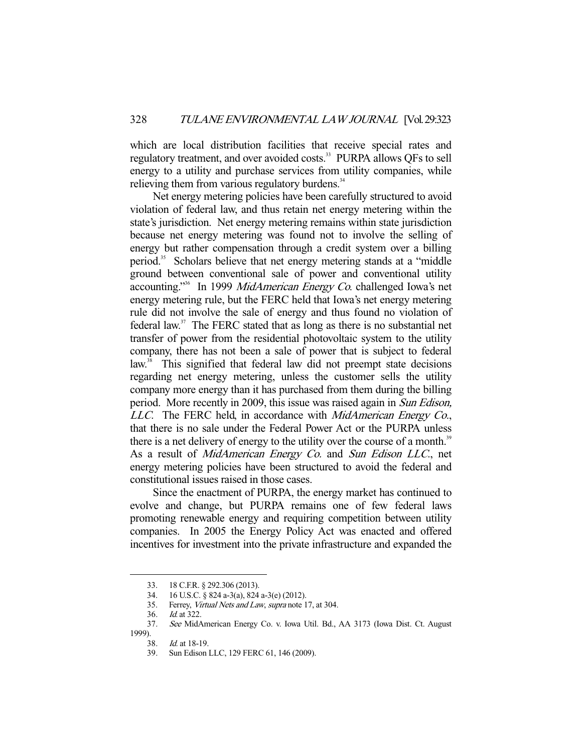which are local distribution facilities that receive special rates and regulatory treatment, and over avoided costs.[33] PURPA allows QFs to sell energy to a utility and purchase services from utility companies, while relieving them from various regulatory burdens.[34]

Net energy metering policies have been carefully structured to avoid violation of federal law, and thus retain net energy metering within the state's jurisdiction. Net energy metering remains within state jurisdiction because net energy metering was found not to involve the selling of energy but rather compensation through a credit system over a billing period.[35] Scholars believe that net energy metering stands at a "middle ground between conventional sale of power and conventional utility accounting."[36] In 1999 *MidAmerican Energy Co.* challenged Iowa's net energy metering rule, but the FERC held that Iowa's net energy metering rule did not involve the sale of energy and thus found no violation of federal law.[37] The FERC stated that as long as there is no substantial net transfer of power from the residential photovoltaic system to the utility company, there has not been a sale of power that is subject to federal law.[38] This signified that federal law did not preempt state decisions regarding net energy metering, unless the customer sells the utility company more energy than it has purchased from them during the billing period. More recently in 2009, this issue was raised again in *Sun Edison, LLC*. The FERC held, in accordance with *MidAmerican Energy Co.*, that there is no sale under the Federal Power Act or the PURPA unless there is a net delivery of energy to the utility over the course of a month.[39] As a result of *MidAmerican Energy Co.* and *Sun Edison LLC.*, net energy metering policies have been structured to avoid the federal and constitutional issues raised in those cases.

Since the enactment of PURPA, the energy market has continued to evolve and change, but PURPA remains one of few federal laws promoting renewable energy and requiring competition between utility companies. In 2005 the Energy Policy Act was enacted and offered incentives for investment into the private infrastructure and expanded the

---

33. 18 C.F.R. § 292.306 (2013).

34. 16 U.S.C. § 824 a-3(a), 824 a-3(e) (2012).

35. Ferrey, *Virtual Nets and Law*, *supra* note 17, at 304.

36. *Id.* at 322.

37. *See* MidAmerican Energy Co. v. Iowa Util. Bd., AA 3173 (Iowa Dist. Ct. August 1999).

38. *Id.* at 18-19.

39. Sun Edison LLC, 129 FERC 61, 146 (2009).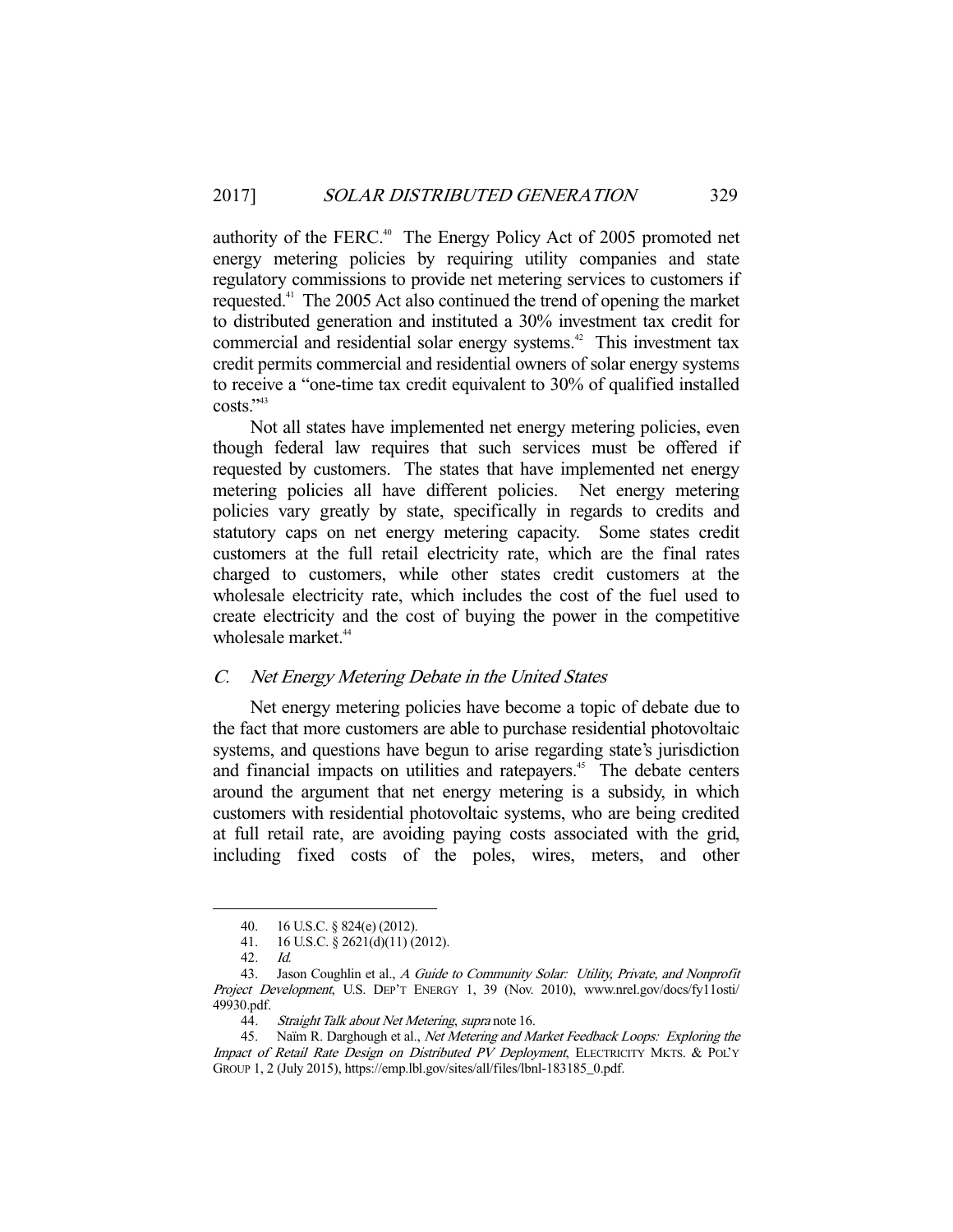authority of the FERC.[40] The Energy Policy Act of 2005 promoted net energy metering policies by requiring utility companies and state regulatory commissions to provide net metering services to customers if requested.[41] The 2005 Act also continued the trend of opening the market to distributed generation and instituted a 30% investment tax credit for commercial and residential solar energy systems.[42] This investment tax credit permits commercial and residential owners of solar energy systems to receive a "one-time tax credit equivalent to 30% of qualified installed costs."[43]

Not all states have implemented net energy metering policies, even though federal law requires that such services must be offered if requested by customers. The states that have implemented net energy metering policies all have different policies. Net energy metering policies vary greatly by state, specifically in regards to credits and statutory caps on net energy metering capacity. Some states credit customers at the full retail electricity rate, which are the final rates charged to customers, while other states credit customers at the wholesale electricity rate, which includes the cost of the fuel used to create electricity and the cost of buying the power in the competitive wholesale market.[44]

### *C. Net Energy Metering Debate in the United States*

Net energy metering policies have become a topic of debate due to the fact that more customers are able to purchase residential photovoltaic systems, and questions have begun to arise regarding state's jurisdiction and financial impacts on utilities and ratepayers.[45] The debate centers around the argument that net energy metering is a subsidy, in which customers with residential photovoltaic systems, who are being credited at full retail rate, are avoiding paying costs associated with the grid, including fixed costs of the poles, wires, meters, and other

---

40. 16 U.S.C. § 824(e) (2012).

41. 16 U.S.C. § 2621(d)(11) (2012).

42. *Id.*

43. Jason Coughlin et al., *A Guide to Community Solar: Utility, Private, and Nonprofit Project Development*, U.S. DEP'T ENERGY 1, 39 (Nov. 2010), www.nrel.gov/docs/fy11osti/49930.pdf.

44. *Straight Talk about Net Metering*, *supra* note 16.

45. Naïm R. Darghough et al., *Net Metering and Market Feedback Loops: Exploring the Impact of Retail Rate Design on Distributed PV Deployment*, ELECTRICITY MKTS. & POL'Y GROUP 1, 2 (July 2015), https://emp.lbl.gov/sites/all/files/lbnl-183185_0.pdf.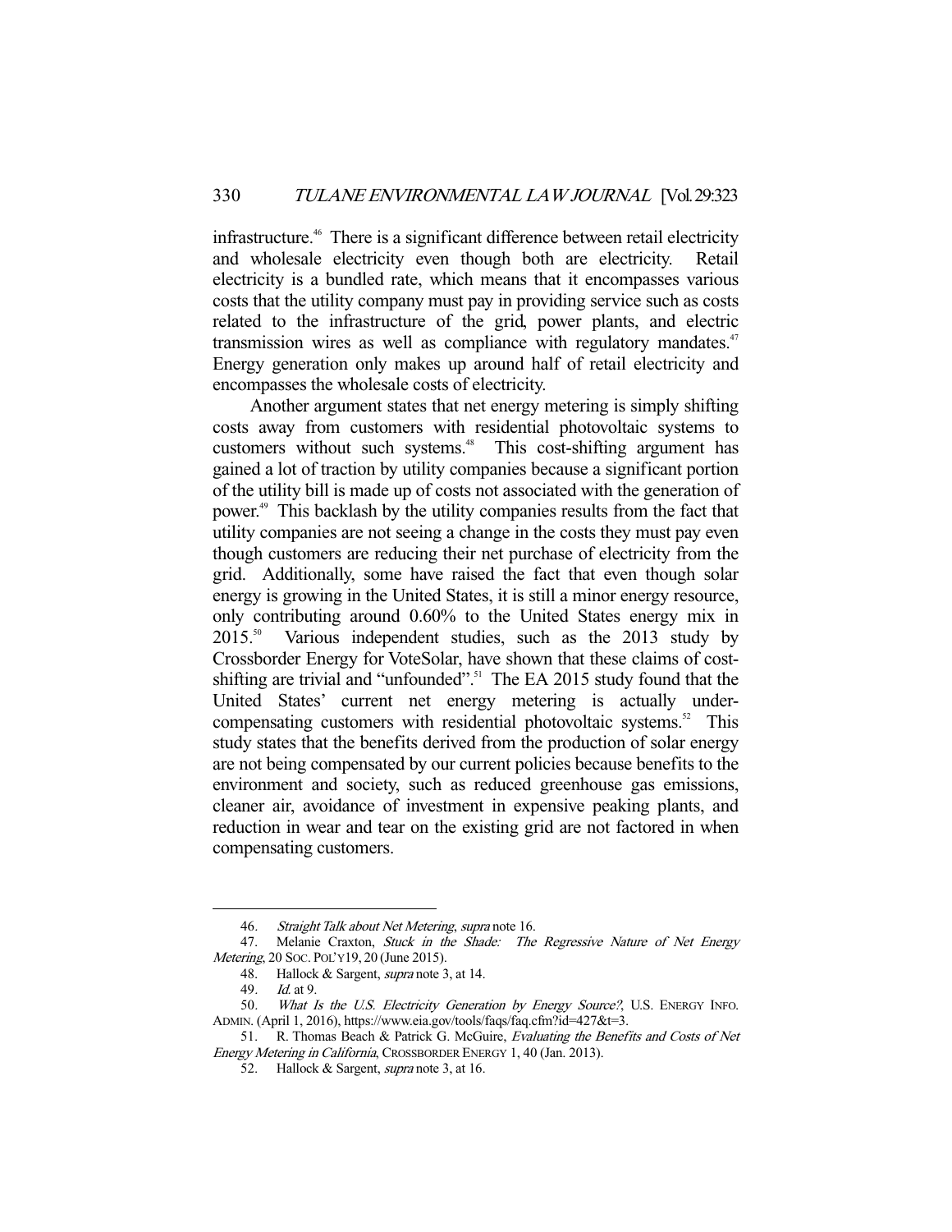infrastructure.[46] There is a significant difference between retail electricity and wholesale electricity even though both are electricity. Retail electricity is a bundled rate, which means that it encompasses various costs that the utility company must pay in providing service such as costs related to the infrastructure of the grid, power plants, and electric transmission wires as well as compliance with regulatory mandates.[47] Energy generation only makes up around half of retail electricity and encompasses the wholesale costs of electricity.

Another argument states that net energy metering is simply shifting costs away from customers with residential photovoltaic systems to customers without such systems.[48] This cost-shifting argument has gained a lot of traction by utility companies because a significant portion of the utility bill is made up of costs not associated with the generation of power.[49] This backlash by the utility companies results from the fact that utility companies are not seeing a change in the costs they must pay even though customers are reducing their net purchase of electricity from the grid. Additionally, some have raised the fact that even though solar energy is growing in the United States, it is still a minor energy resource, only contributing around 0.60% to the United States energy mix in 2015.[50] Various independent studies, such as the 2013 study by Crossborder Energy for VoteSolar, have shown that these claims of cost-shifting are trivial and "unfounded".[51] The EA 2015 study found that the United States' current net energy metering is actually under-compensating customers with residential photovoltaic systems.[52] This study states that the benefits derived from the production of solar energy are not being compensated by our current policies because benefits to the environment and society, such as reduced greenhouse gas emissions, cleaner air, avoidance of investment in expensive peaking plants, and reduction in wear and tear on the existing grid are not factored in when compensating customers.

---

46. *Straight Talk about Net Metering*, *supra* note 16.

47. Melanie Craxton, *Stuck in the Shade: The Regressive Nature of Net Energy Metering*, 20 SOC. POL'Y 19, 20 (June 2015).

48. Hallock & Sargent, *supra* note 3, at 14.

49. *Id.* at 9.

50. *What Is the U.S. Electricity Generation by Energy Source?*, U.S. ENERGY INFO. ADMIN. (April 1, 2016), https://www.eia.gov/tools/faqs/faq.cfm?id=427&t=3.

51. R. Thomas Beach & Patrick G. McGuire, *Evaluating the Benefits and Costs of Net Energy Metering in California*, CROSSBORDER ENERGY 1, 40 (Jan. 2013).

52. Hallock & Sargent, *supra* note 3, at 16.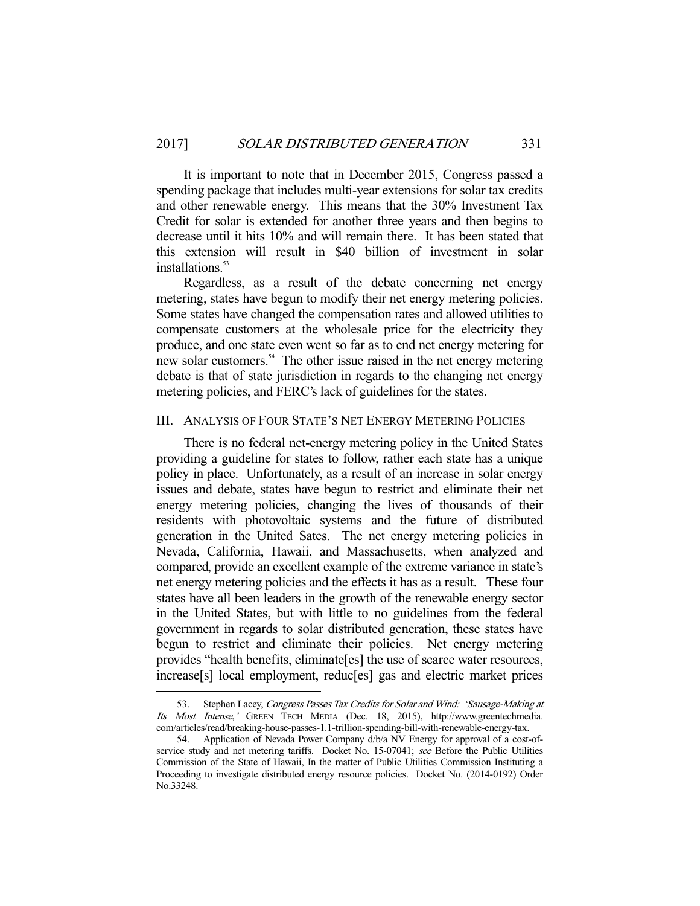It is important to note that in December 2015, Congress passed a spending package that includes multi-year extensions for solar tax credits and other renewable energy. This means that the 30% Investment Tax Credit for solar is extended for another three years and then begins to decrease until it hits 10% and will remain there. It has been stated that this extension will result in $40 billion of investment in solar installations.[53]

Regardless, as a result of the debate concerning net energy metering, states have begun to modify their net energy metering policies. Some states have changed the compensation rates and allowed utilities to compensate customers at the wholesale price for the electricity they produce, and one state even went so far as to end net energy metering for new solar customers.[54] The other issue raised in the net energy metering debate is that of state jurisdiction in regards to the changing net energy metering policies, and FERC's lack of guidelines for the states.

## III. Analysis of Four State's Net Energy Metering Policies

There is no federal net-energy metering policy in the United States providing a guideline for states to follow, rather each state has a unique policy in place. Unfortunately, as a result of an increase in solar energy issues and debate, states have begun to restrict and eliminate their net energy metering policies, changing the lives of thousands of their residents with photovoltaic systems and the future of distributed generation in the United Sates. The net energy metering policies in Nevada, California, Hawaii, and Massachusetts, when analyzed and compared, provide an excellent example of the extreme variance in state's net energy metering policies and the effects it has as a result. These four states have all been leaders in the growth of the renewable energy sector in the United States, but with little to no guidelines from the federal government in regards to solar distributed generation, these states have begun to restrict and eliminate their policies. Net energy metering provides "health benefits, eliminate[es] the use of scarce water resources, increase[s] local employment, reduc[es] gas and electric market prices

---

53. Stephen Lacey, *Congress Passes Tax Credits for Solar and Wind: 'Sausage-Making at Its Most Intense,'* GREEN TECH MEDIA (Dec. 18, 2015), http://www.greentechmedia.com/articles/read/breaking-house-passes-1.1-trillion-spending-bill-with-renewable-energy-tax.

54. Application of Nevada Power Company d/b/a NV Energy for approval of a cost-of-service study and net metering tariffs. Docket No. 15-07041; *see* Before the Public Utilities Commission of the State of Hawaii, In the matter of Public Utilities Commission Instituting a Proceeding to investigate distributed energy resource policies. Docket No. (2014-0192) Order No.33248.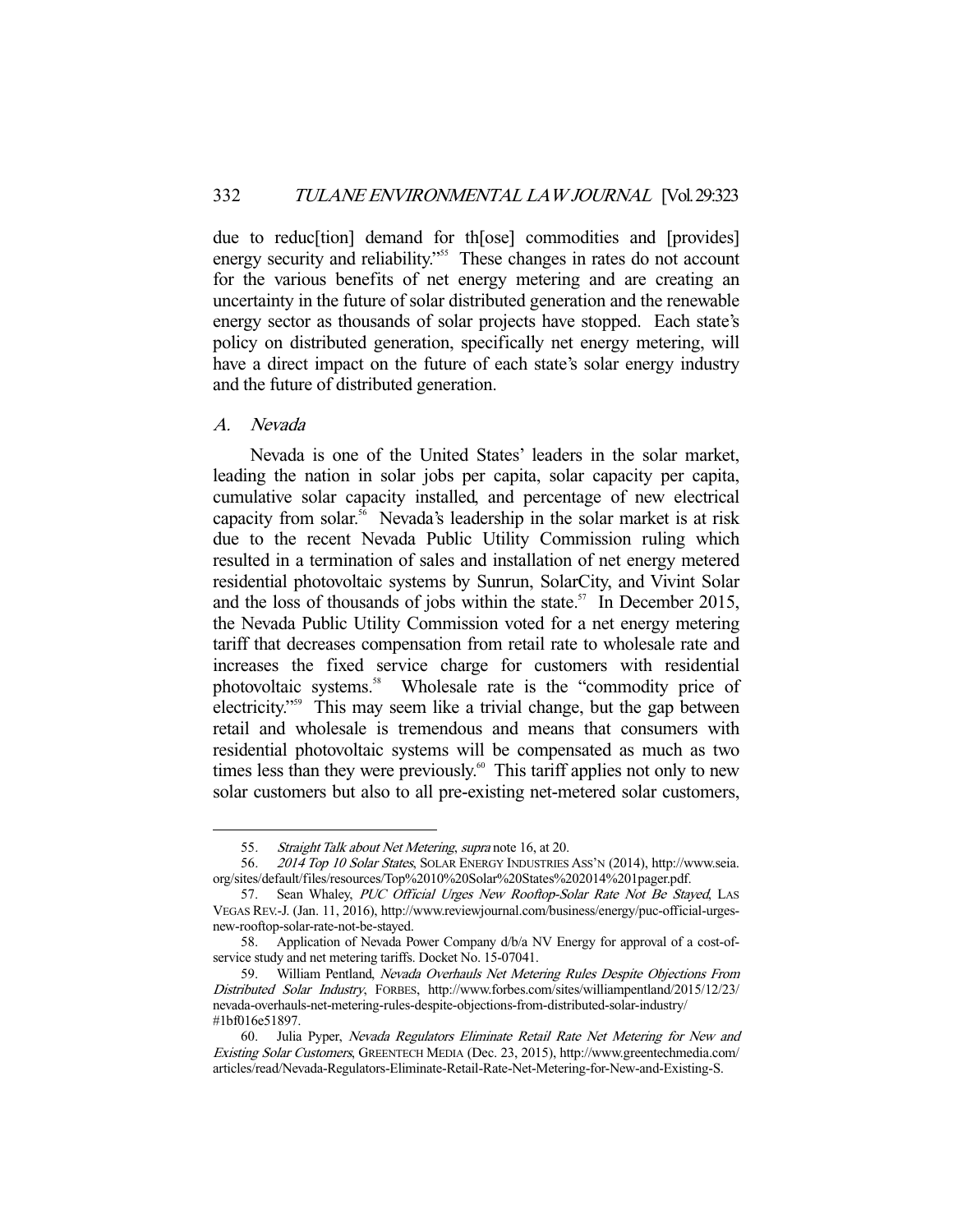due to reduc[tion] demand for th[ose] commodities and [provides] energy security and reliability."[55] These changes in rates do not account for the various benefits of net energy metering and are creating an uncertainty in the future of solar distributed generation and the renewable energy sector as thousands of solar projects have stopped. Each state's policy on distributed generation, specifically net energy metering, will have a direct impact on the future of each state's solar energy industry and the future of distributed generation.

### *A. Nevada*

Nevada is one of the United States' leaders in the solar market, leading the nation in solar jobs per capita, solar capacity per capita, cumulative solar capacity installed, and percentage of new electrical capacity from solar.[56] Nevada's leadership in the solar market is at risk due to the recent Nevada Public Utility Commission ruling which resulted in a termination of sales and installation of net energy metered residential photovoltaic systems by Sunrun, SolarCity, and Vivint Solar and the loss of thousands of jobs within the state.[57] In December 2015, the Nevada Public Utility Commission voted for a net energy metering tariff that decreases compensation from retail rate to wholesale rate and increases the fixed service charge for customers with residential photovoltaic systems.[58] Wholesale rate is the "commodity price of electricity."[59] This may seem like a trivial change, but the gap between retail and wholesale is tremendous and means that consumers with residential photovoltaic systems will be compensated as much as two times less than they were previously.[60] This tariff applies not only to new solar customers but also to all pre-existing net-metered solar customers,

---

55. *Straight Talk about Net Metering*, *supra* note 16, at 20.

56. *2014 Top 10 Solar States*, SOLAR ENERGY INDUSTRIES ASS'N (2014), http://www.seia.org/sites/default/files/resources/Top%2010%20Solar%20States%202014%201pager.pdf.

57. Sean Whaley, *PUC Official Urges New Rooftop-Solar Rate Not Be Stayed*, LAS VEGAS REV.-J. (Jan. 11, 2016), http://www.reviewjournal.com/business/energy/puc-official-urges-new-rooftop-solar-rate-not-be-stayed.

58. Application of Nevada Power Company d/b/a NV Energy for approval of a cost-of-service study and net metering tariffs. Docket No. 15-07041.

59. William Pentland, *Nevada Overhauls Net Metering Rules Despite Objections From Distributed Solar Industry*, FORBES, http://www.forbes.com/sites/williampentland/2015/12/23/nevada-overhauls-net-metering-rules-despite-objections-from-distributed-solar-industry/#1bf016e51897.

60. Julia Pyper, *Nevada Regulators Eliminate Retail Rate Net Metering for New and Existing Solar Customers*, GREENTECH MEDIA (Dec. 23, 2015), http://www.greentechmedia.com/articles/read/Nevada-Regulators-Eliminate-Retail-Rate-Net-Metering-for-New-and-Existing-S.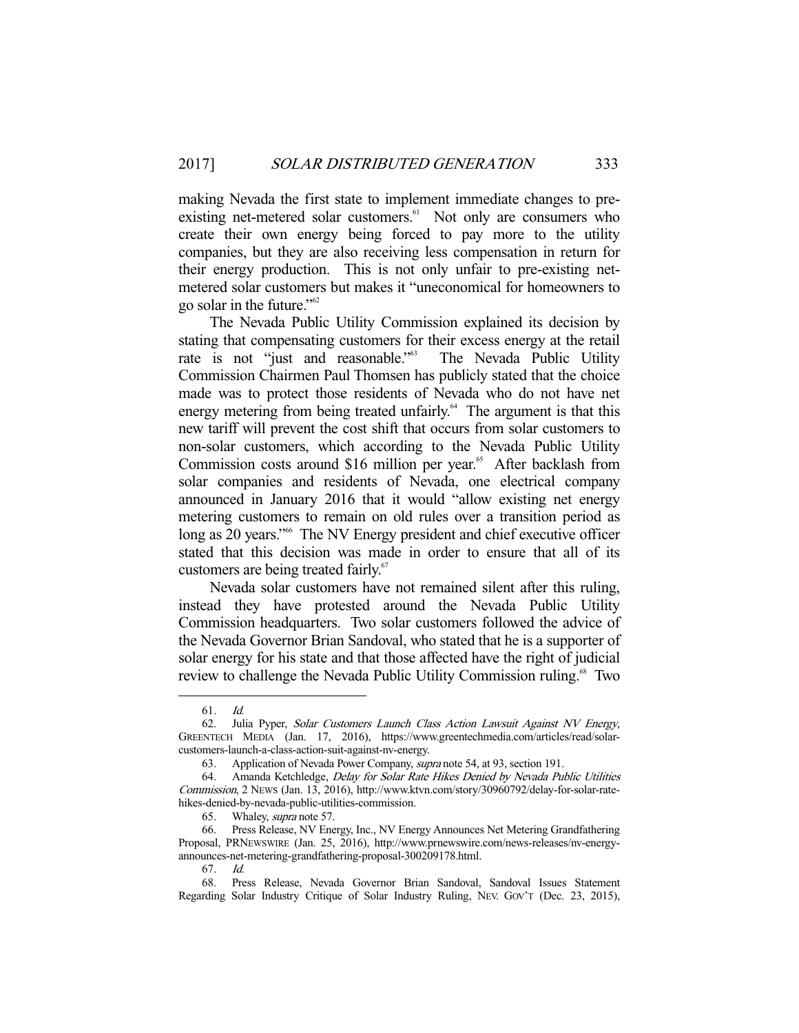making Nevada the first state to implement immediate changes to pre-existing net-metered solar customers.[61] Not only are consumers who create their own energy being forced to pay more to the utility companies, but they are also receiving less compensation in return for their energy production. This is not only unfair to pre-existing net-metered solar customers but makes it "uneconomical for homeowners to go solar in the future."[62]

The Nevada Public Utility Commission explained its decision by stating that compensating customers for their excess energy at the retail rate is not "just and reasonable."[63] The Nevada Public Utility Commission Chairmen Paul Thomsen has publicly stated that the choice made was to protect those residents of Nevada who do not have net energy metering from being treated unfairly.[64] The argument is that this new tariff will prevent the cost shift that occurs from solar customers to non-solar customers, which according to the Nevada Public Utility Commission costs around $16 million per year.[65] After backlash from solar companies and residents of Nevada, one electrical company announced in January 2016 that it would "allow existing net energy metering customers to remain on old rules over a transition period as long as 20 years."[66] The NV Energy president and chief executive officer stated that this decision was made in order to ensure that all of its customers are being treated fairly.[67]

Nevada solar customers have not remained silent after this ruling, instead they have protested around the Nevada Public Utility Commission headquarters. Two solar customers followed the advice of the Nevada Governor Brian Sandoval, who stated that he is a supporter of solar energy for his state and that those affected have the right of judicial review to challenge the Nevada Public Utility Commission ruling.[68] Two

---

61. *Id.*

62. Julia Pyper, *Solar Customers Launch Class Action Lawsuit Against NV Energy*, GREENTECH MEDIA (Jan. 17, 2016), https://www.greentechmedia.com/articles/read/solar-customers-launch-a-class-action-suit-against-nv-energy.

63. Application of Nevada Power Company, *supra* note 54, at 93, section 191.

64. Amanda Ketchledge, *Delay for Solar Rate Hikes Denied by Nevada Public Utilities Commission*, 2 NEWS (Jan. 13, 2016), http://www.ktvn.com/story/30960792/delay-for-solar-rate-hikes-denied-by-nevada-public-utilities-commission.

65. Whaley, *supra* note 57.

66. Press Release, NV Energy, Inc., NV Energy Announces Net Metering Grandfathering Proposal, PRNEWSWIRE (Jan. 25, 2016), http://www.prnewswire.com/news-releases/nv-energy-announces-net-metering-grandfathering-proposal-300209178.html.

67. *Id.*

68. Press Release, Nevada Governor Brian Sandoval, Sandoval Issues Statement Regarding Solar Industry Critique of Solar Industry Ruling, NEV. GOV'T (Dec. 23, 2015),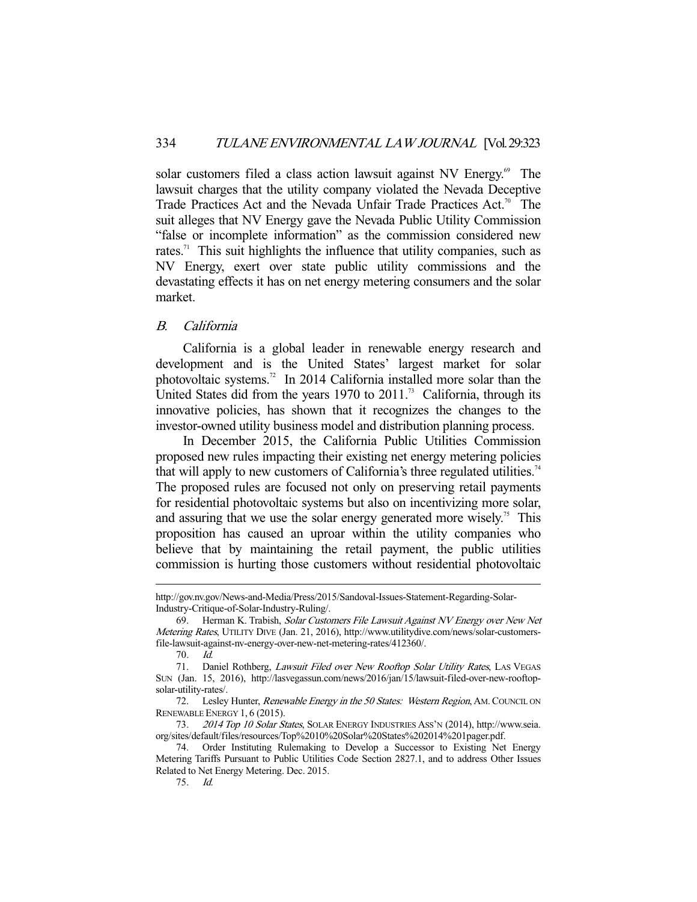solar customers filed a class action lawsuit against NV Energy.[69] The lawsuit charges that the utility company violated the Nevada Deceptive Trade Practices Act and the Nevada Unfair Trade Practices Act.[70] The suit alleges that NV Energy gave the Nevada Public Utility Commission "false or incomplete information" as the commission considered new rates.[71] This suit highlights the influence that utility companies, such as NV Energy, exert over state public utility commissions and the devastating effects it has on net energy metering consumers and the solar market.

### *B. California*

California is a global leader in renewable energy research and development and is the United States' largest market for solar photovoltaic systems.[72] In 2014 California installed more solar than the United States did from the years 1970 to 2011.[73] California, through its innovative policies, has shown that it recognizes the changes to the investor-owned utility business model and distribution planning process.

In December 2015, the California Public Utilities Commission proposed new rules impacting their existing net energy metering policies that will apply to new customers of California's three regulated utilities.[74] The proposed rules are focused not only on preserving retail payments for residential photovoltaic systems but also on incentivizing more solar, and assuring that we use the solar energy generated more wisely.[75] This proposition has caused an uproar within the utility companies who believe that by maintaining the retail payment, the public utilities commission is hurting those customers without residential photovoltaic

---

http://gov.nv.gov/News-and-Media/Press/2015/Sandoval-Issues-Statement-Regarding-Solar-Industry-Critique-of-Solar-Industry-Ruling/.

69. Herman K. Trabish, *Solar Customers File Lawsuit Against NV Energy over New Net Metering Rates*, UTILITY DIVE (Jan. 21, 2016), http://www.utilitydive.com/news/solar-customers-file-lawsuit-against-nv-energy-over-new-net-metering-rates/412360/.

70. *Id.*

71. Daniel Rothberg, *Lawsuit Filed over New Rooftop Solar Utility Rates*, LAS VEGAS SUN (Jan. 15, 2016), http://lasvegassun.com/news/2016/jan/15/lawsuit-filed-over-new-rooftop-solar-utility-rates/.

72. Lesley Hunter, *Renewable Energy in the 50 States: Western Region*, AM. COUNCIL ON RENEWABLE ENERGY 1, 6 (2015).

73. *2014 Top 10 Solar States*, SOLAR ENERGY INDUSTRIES ASS'N (2014), http://www.seia.org/sites/default/files/resources/Top%2010%20Solar%20States%202014%201pager.pdf.

74. Order Instituting Rulemaking to Develop a Successor to Existing Net Energy Metering Tariffs Pursuant to Public Utilities Code Section 2827.1, and to address Other Issues Related to Net Energy Metering. Dec. 2015.

75. *Id.*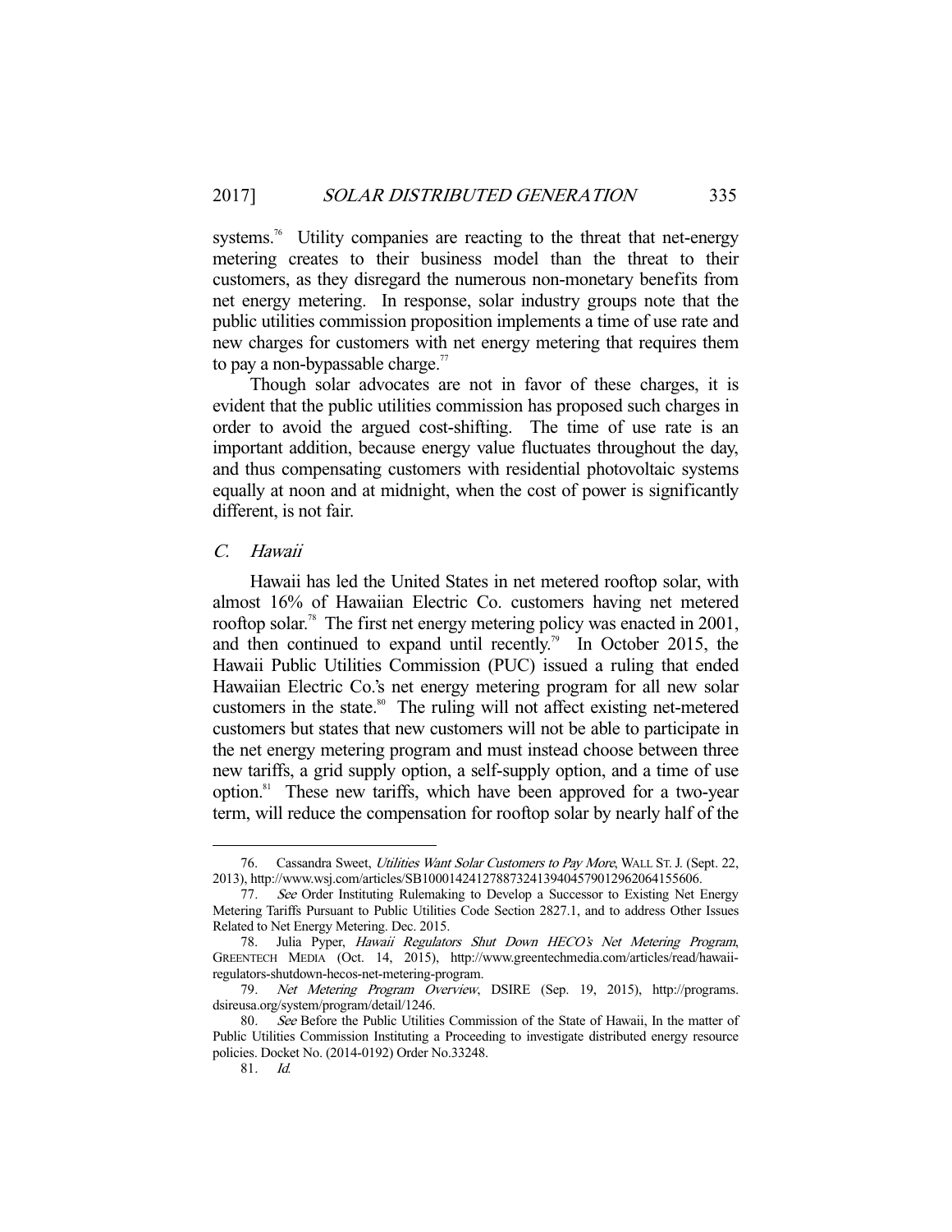systems.[76] Utility companies are reacting to the threat that net-energy metering creates to their business model than the threat to their customers, as they disregard the numerous non-monetary benefits from net energy metering. In response, solar industry groups note that the public utilities commission proposition implements a time of use rate and new charges for customers with net energy metering that requires them to pay a non-bypassable charge.[77]

Though solar advocates are not in favor of these charges, it is evident that the public utilities commission has proposed such charges in order to avoid the argued cost-shifting. The time of use rate is an important addition, because energy value fluctuates throughout the day, and thus compensating customers with residential photovoltaic systems equally at noon and at midnight, when the cost of power is significantly different, is not fair.

### *C. Hawaii*

Hawaii has led the United States in net metered rooftop solar, with almost 16% of Hawaiian Electric Co. customers having net metered rooftop solar.[78] The first net energy metering policy was enacted in 2001, and then continued to expand until recently.[79] In October 2015, the Hawaii Public Utilities Commission (PUC) issued a ruling that ended Hawaiian Electric Co.'s net energy metering program for all new solar customers in the state.[80] The ruling will not affect existing net-metered customers but states that new customers will not be able to participate in the net energy metering program and must instead choose between three new tariffs, a grid supply option, a self-supply option, and a time of use option.[81] These new tariffs, which have been approved for a two-year term, will reduce the compensation for rooftop solar by nearly half of the

---

76. Cassandra Sweet, *Utilities Want Solar Customers to Pay More*, WALL ST. J. (Sept. 22, 2013), http://www.wsj.com/articles/SB10001424127887324139404579012962064155606.

77. *See* Order Instituting Rulemaking to Develop a Successor to Existing Net Energy Metering Tariffs Pursuant to Public Utilities Code Section 2827.1, and to address Other Issues Related to Net Energy Metering. Dec. 2015.

78. Julia Pyper, *Hawaii Regulators Shut Down HECO's Net Metering Program*, GREENTECH MEDIA (Oct. 14, 2015), http://www.greentechmedia.com/articles/read/hawaii-regulators-shutdown-hecos-net-metering-program.

79. *Net Metering Program Overview*, DSIRE (Sep. 19, 2015), http://programs.dsireusa.org/system/program/detail/1246.

80. *See* Before the Public Utilities Commission of the State of Hawaii, In the matter of Public Utilities Commission Instituting a Proceeding to investigate distributed energy resource policies. Docket No. (2014-0192) Order No.33248.

81. *Id.*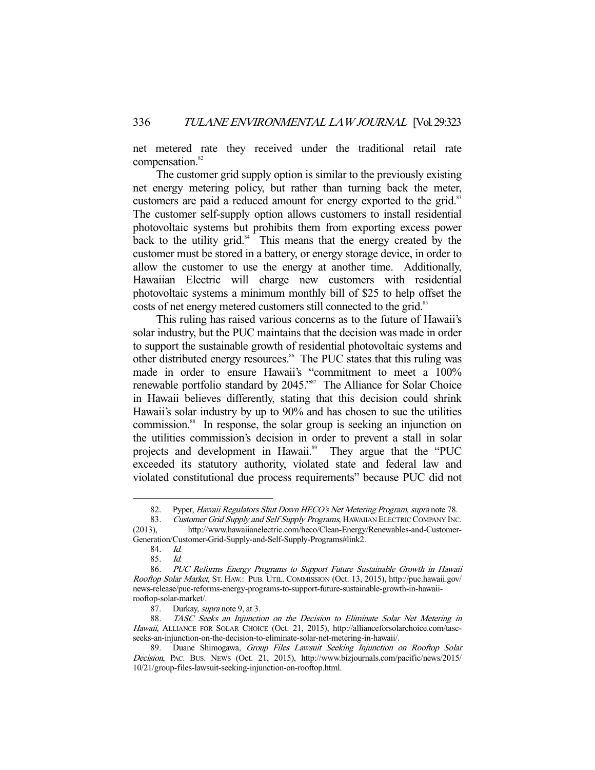net metered rate they received under the traditional retail rate compensation.[82]

The customer grid supply option is similar to the previously existing net energy metering policy, but rather than turning back the meter, customers are paid a reduced amount for energy exported to the grid.[83] The customer self-supply option allows customers to install residential photovoltaic systems but prohibits them from exporting excess power back to the utility grid.[84] This means that the energy created by the customer must be stored in a battery, or energy storage device, in order to allow the customer to use the energy at another time. Additionally, Hawaiian Electric will charge new customers with residential photovoltaic systems a minimum monthly bill of $25 to help offset the costs of net energy metered customers still connected to the grid.[85]

This ruling has raised various concerns as to the future of Hawaii's solar industry, but the PUC maintains that the decision was made in order to support the sustainable growth of residential photovoltaic systems and other distributed energy resources.[86] The PUC states that this ruling was made in order to ensure Hawaii's "commitment to meet a 100% renewable portfolio standard by 2045."[87] The Alliance for Solar Choice in Hawaii believes differently, stating that this decision could shrink Hawaii's solar industry by up to 90% and has chosen to sue the utilities commission.[88] In response, the solar group is seeking an injunction on the utilities commission's decision in order to prevent a stall in solar projects and development in Hawaii.[89] They argue that the "PUC exceeded its statutory authority, violated state and federal law and violated constitutional due process requirements" because PUC did not

---

82. Pyper, *Hawaii Regulators Shut Down HECO's Net Metering Program*, *supra* note 78.

83. *Customer Grid Supply and Self Supply Programs*, HAWAIIAN ELECTRIC COMPANY INC. (2013), http://www.hawaiianelectric.com/heco/Clean-Energy/Renewables-and-Customer-Generation/Customer-Grid-Supply-and-Self-Supply-Programs#link2.

84. *Id.*

85. *Id.*

86. *PUC Reforms Energy Programs to Support Future Sustainable Growth in Hawaii Rooftop Solar Market*, ST. HAW.: PUB. UTIL. COMMISSION (Oct. 13, 2015), http://puc.hawaii.gov/news-release/puc-reforms-energy-programs-to-support-future-sustainable-growth-in-hawaii-rooftop-solar-market/.

87. Durkay, *supra* note 9, at 3.

88. *TASC Seeks an Injunction on the Decision to Eliminate Solar Net Metering in Hawaii*, ALLIANCE FOR SOLAR CHOICE (Oct. 21, 2015), http://allianceforsolarchoice.com/tasc-seeks-an-injunction-on-the-decision-to-eliminate-solar-net-metering-in-hawaii/.

89. Duane Shimogawa, *Group Files Lawsuit Seeking Injunction on Rooftop Solar Decision*, PAC. BUS. NEWS (Oct. 21, 2015), http://www.bizjournals.com/pacific/news/2015/10/21/group-files-lawsuit-seeking-injunction-on-rooftop.html.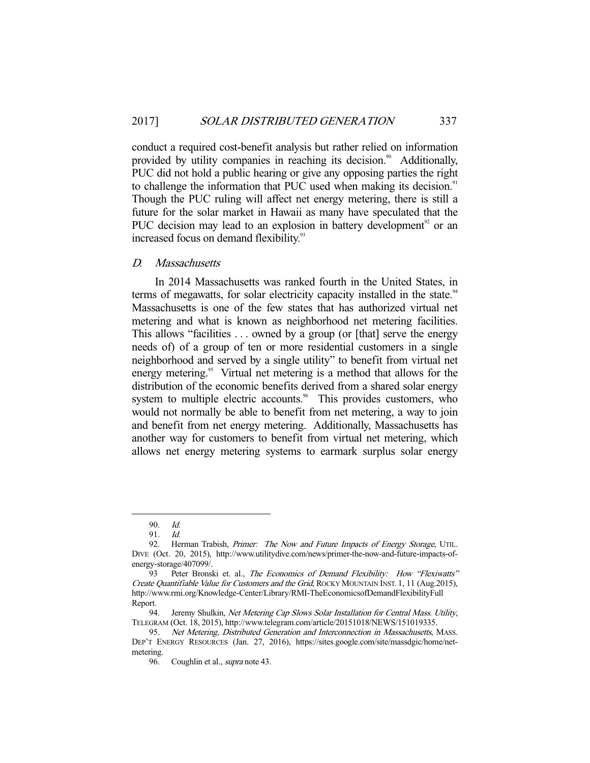conduct a required cost-benefit analysis but rather relied on information provided by utility companies in reaching its decision.[90] Additionally, PUC did not hold a public hearing or give any opposing parties the right to challenge the information that PUC used when making its decision.[91] Though the PUC ruling will affect net energy metering, there is still a future for the solar market in Hawaii as many have speculated that the PUC decision may lead to an explosion in battery development[92] or an increased focus on demand flexibility.[93]

### *D. Massachusetts*

In 2014 Massachusetts was ranked fourth in the United States, in terms of megawatts, for solar electricity capacity installed in the state.[94] Massachusetts is one of the few states that has authorized virtual net metering and what is known as neighborhood net metering facilities. This allows "facilities . . . owned by a group (or [that] serve the energy needs of) of a group of ten or more residential customers in a single neighborhood and served by a single utility" to benefit from virtual net energy metering.[95] Virtual net metering is a method that allows for the distribution of the economic benefits derived from a shared solar energy system to multiple electric accounts.[96] This provides customers, who would not normally be able to benefit from net metering, a way to join and benefit from net energy metering. Additionally, Massachusetts has another way for customers to benefit from virtual net metering, which allows net energy metering systems to earmark surplus solar energy

---

90. *Id.*

91. *Id.*

92. Herman Trabish, *Primer: The Now and Future Impacts of Energy Storage*, UTIL. DIVE (Oct. 20, 2015), http://www.utilitydive.com/news/primer-the-now-and-future-impacts-of-energy-storage/407099/.

93 Peter Bronski et. al., *The Economics of Demand Flexibility: How "Flexiwatts" Create Quantifiable Value for Customers and the Grid*, ROCKY MOUNTAIN INST. 1, 11 (Aug.2015), http://www.rmi.org/Knowledge-Center/Library/RMI-TheEconomicsofDemandFlexibilityFull Report.

94. Jeremy Shulkin, *Net Metering Cap Slows Solar Installation for Central Mass. Utility*, TELEGRAM (Oct. 18, 2015), http://www.telegram.com/article/20151018/NEWS/151019335.

95. *Net Metering, Distributed Generation and Interconnection in Massachusetts*, MASS. DEP'T ENERGY RESOURCES (Jan. 27, 2016), https://sites.google.com/site/massdgic/home/net-metering.

96. Coughlin et al., *supra* note 43.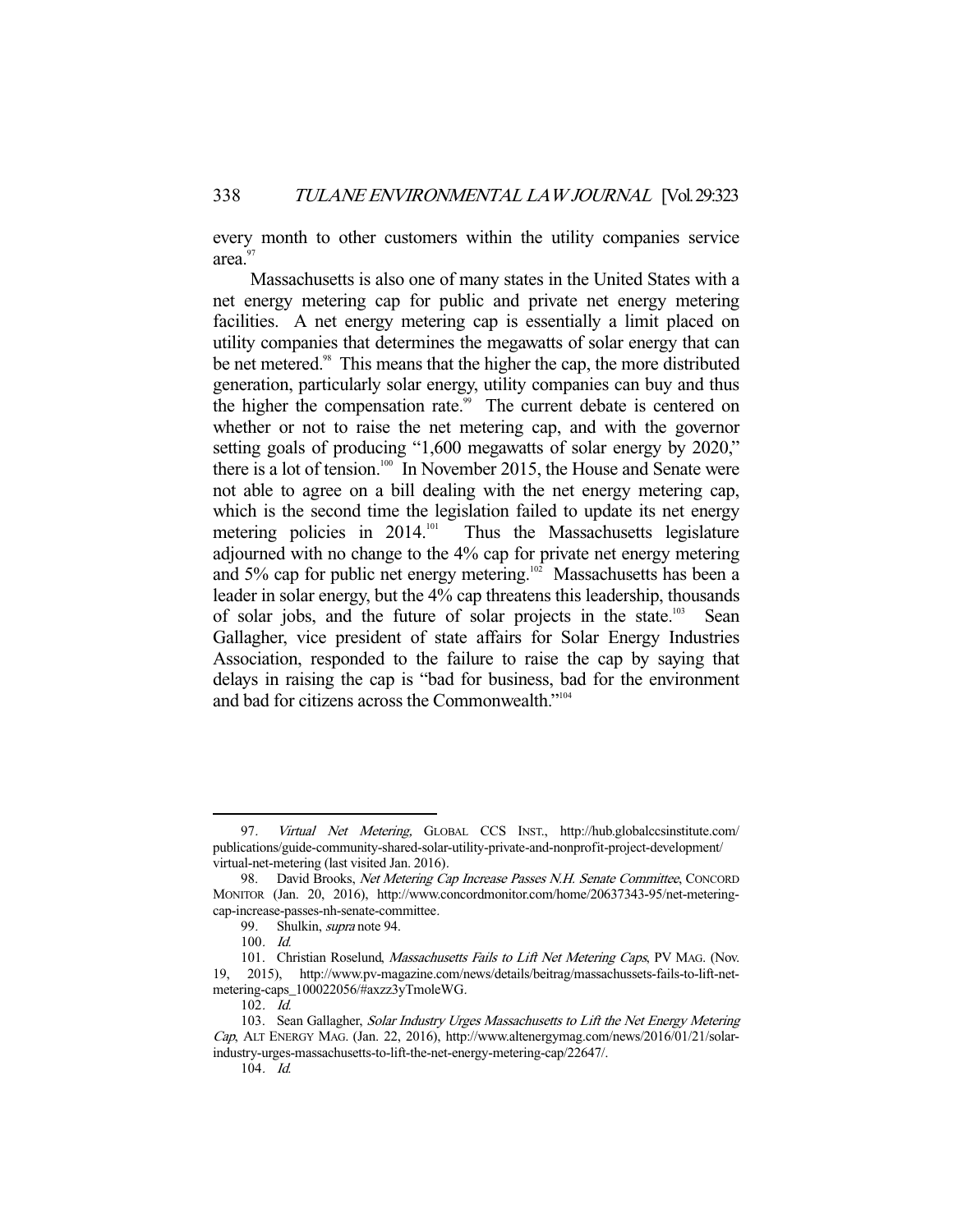every month to other customers within the utility companies service area.[97]

Massachusetts is also one of many states in the United States with a net energy metering cap for public and private net energy metering facilities. A net energy metering cap is essentially a limit placed on utility companies that determines the megawatts of solar energy that can be net metered.[98] This means that the higher the cap, the more distributed generation, particularly solar energy, utility companies can buy and thus the higher the compensation rate.[99] The current debate is centered on whether or not to raise the net metering cap, and with the governor setting goals of producing "1,600 megawatts of solar energy by 2020," there is a lot of tension.[100] In November 2015, the House and Senate were not able to agree on a bill dealing with the net energy metering cap, which is the second time the legislation failed to update its net energy metering policies in 2014.[101] Thus the Massachusetts legislature adjourned with no change to the 4% cap for private net energy metering and 5% cap for public net energy metering.[102] Massachusetts has been a leader in solar energy, but the 4% cap threatens this leadership, thousands of solar jobs, and the future of solar projects in the state.[103] Sean Gallagher, vice president of state affairs for Solar Energy Industries Association, responded to the failure to raise the cap by saying that delays in raising the cap is "bad for business, bad for the environment and bad for citizens across the Commonwealth."[104]

---

97. *Virtual Net Metering*, GLOBAL CCS INST., http://hub.globalccsinstitute.com/publications/guide-community-shared-solar-utility-private-and-nonprofit-project-development/virtual-net-metering (last visited Jan. 2016).

98. David Brooks, *Net Metering Cap Increase Passes N.H. Senate Committee*, CONCORD MONITOR (Jan. 20, 2016), http://www.concordmonitor.com/home/20637343-95/net-metering-cap-increase-passes-nh-senate-committee.

99. Shulkin, *supra* note 94.

100. *Id.*

101. Christian Roselund, *Massachusetts Fails to Lift Net Metering Caps*, PV MAG. (Nov. 19, 2015), http://www.pv-magazine.com/news/details/beitrag/massachussets-fails-to-lift-net-metering-caps_100022056/#axzz3yTmoleWG.

102. *Id.*

103. Sean Gallagher, *Solar Industry Urges Massachusetts to Lift the Net Energy Metering Cap*, ALT ENERGY MAG. (Jan. 22, 2016), http://www.altenergymag.com/news/2016/01/21/solar-industry-urges-massachusetts-to-lift-the-net-energy-metering-cap/22647/.

104. *Id.*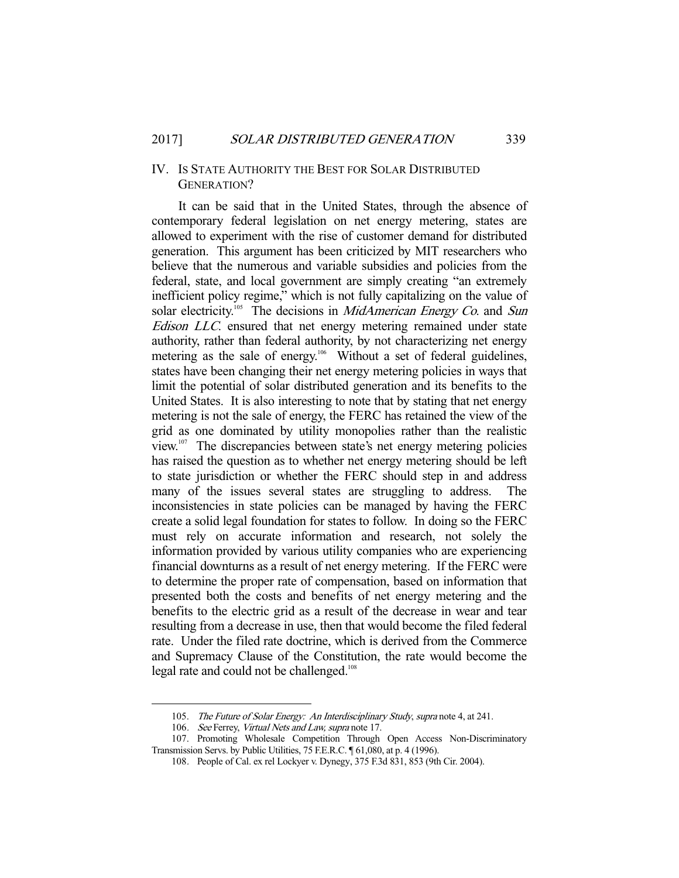## IV. IS STATE AUTHORITY THE BEST FOR SOLAR DISTRIBUTED GENERATION?

It can be said that in the United States, through the absence of contemporary federal legislation on net energy metering, states are allowed to experiment with the rise of customer demand for distributed generation. This argument has been criticized by MIT researchers who believe that the numerous and variable subsidies and policies from the federal, state, and local government are simply creating "an extremely inefficient policy regime," which is not fully capitalizing on the value of solar electricity.[105] The decisions in *MidAmerican Energy Co*. and *Sun Edison LLC*. ensured that net energy metering remained under state authority, rather than federal authority, by not characterizing net energy metering as the sale of energy.[106] Without a set of federal guidelines, states have been changing their net energy metering policies in ways that limit the potential of solar distributed generation and its benefits to the United States. It is also interesting to note that by stating that net energy metering is not the sale of energy, the FERC has retained the view of the grid as one dominated by utility monopolies rather than the realistic view.[107] The discrepancies between state's net energy metering policies has raised the question as to whether net energy metering should be left to state jurisdiction or whether the FERC should step in and address many of the issues several states are struggling to address. The inconsistencies in state policies can be managed by having the FERC create a solid legal foundation for states to follow. In doing so the FERC must rely on accurate information and research, not solely the information provided by various utility companies who are experiencing financial downturns as a result of net energy metering. If the FERC were to determine the proper rate of compensation, based on information that presented both the costs and benefits of net energy metering and the benefits to the electric grid as a result of the decrease in wear and tear resulting from a decrease in use, then that would become the filed federal rate. Under the filed rate doctrine, which is derived from the Commerce and Supremacy Clause of the Constitution, the rate would become the legal rate and could not be challenged.[108]

---

105. *The Future of Solar Energy: An Interdisciplinary Study*, *supra* note 4, at 241.

106. *See* Ferrey, *Virtual Nets and Law*, *supra* note 17.

107. Promoting Wholesale Competition Through Open Access Non-Discriminatory Transmission Servs. by Public Utilities, 75 F.E.R.C. ¶ 61,080, at p. 4 (1996).

108. People of Cal. ex rel Lockyer v. Dynegy, 375 F.3d 831, 853 (9th Cir. 2004).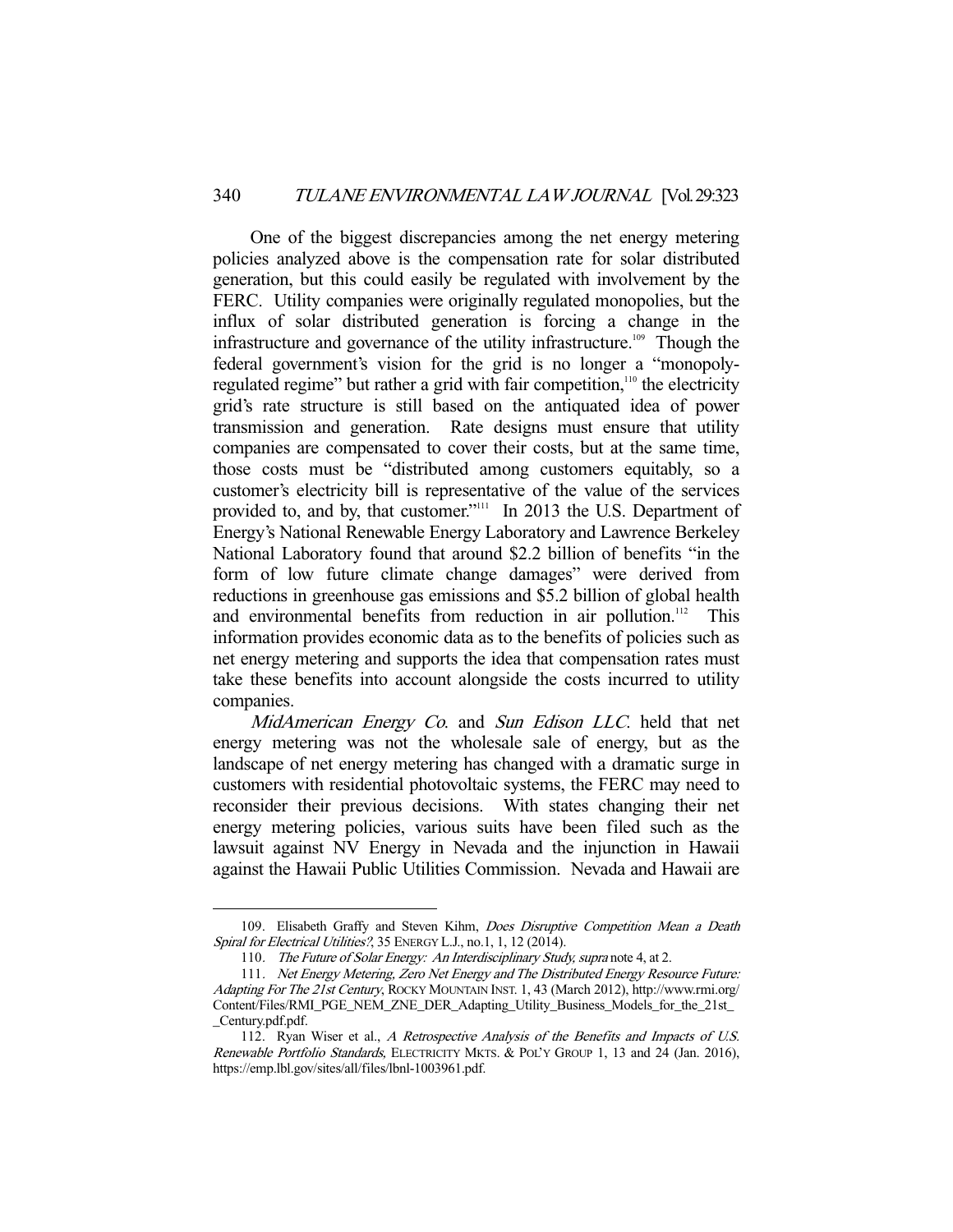One of the biggest discrepancies among the net energy metering policies analyzed above is the compensation rate for solar distributed generation, but this could easily be regulated with involvement by the FERC. Utility companies were originally regulated monopolies, but the influx of solar distributed generation is forcing a change in the infrastructure and governance of the utility infrastructure.[109] Though the federal government's vision for the grid is no longer a "monopoly-regulated regime" but rather a grid with fair competition,[110] the electricity grid's rate structure is still based on the antiquated idea of power transmission and generation. Rate designs must ensure that utility companies are compensated to cover their costs, but at the same time, those costs must be "distributed among customers equitably, so a customer's electricity bill is representative of the value of the services provided to, and by, that customer."[111] In 2013 the U.S. Department of Energy's National Renewable Energy Laboratory and Lawrence Berkeley National Laboratory found that around $2.2 billion of benefits "in the form of low future climate change damages" were derived from reductions in greenhouse gas emissions and $5.2 billion of global health and environmental benefits from reduction in air pollution.[112] This information provides economic data as to the benefits of policies such as net energy metering and supports the idea that compensation rates must take these benefits into account alongside the costs incurred to utility companies.

*MidAmerican Energy Co.* and *Sun Edison LLC.* held that net energy metering was not the wholesale sale of energy, but as the landscape of net energy metering has changed with a dramatic surge in customers with residential photovoltaic systems, the FERC may need to reconsider their previous decisions. With states changing their net energy metering policies, various suits have been filed such as the lawsuit against NV Energy in Nevada and the injunction in Hawaii against the Hawaii Public Utilities Commission. Nevada and Hawaii are

---

109. Elisabeth Graffy and Steven Kihm, *Does Disruptive Competition Mean a Death Spiral for Electrical Utilities?*, 35 ENERGY L.J., no.1, 1, 12 (2014).

110. *The Future of Solar Energy: An Interdisciplinary Study, supra* note 4, at 2.

111. *Net Energy Metering, Zero Net Energy and The Distributed Energy Resource Future: Adapting For The 21st Century*, ROCKY MOUNTAIN INST. 1, 43 (March 2012), http://www.rmi.org/Content/Files/RMI_PGE_NEM_ZNE_DER_Adapting_Utility_Business_Models_for_the_21st__Century.pdf.pdf.

112. Ryan Wiser et al., *A Retrospective Analysis of the Benefits and Impacts of U.S. Renewable Portfolio Standards,* ELECTRICITY MKTS. & POL'Y GROUP 1, 13 and 24 (Jan. 2016), https://emp.lbl.gov/sites/all/files/lbnl-1003961.pdf.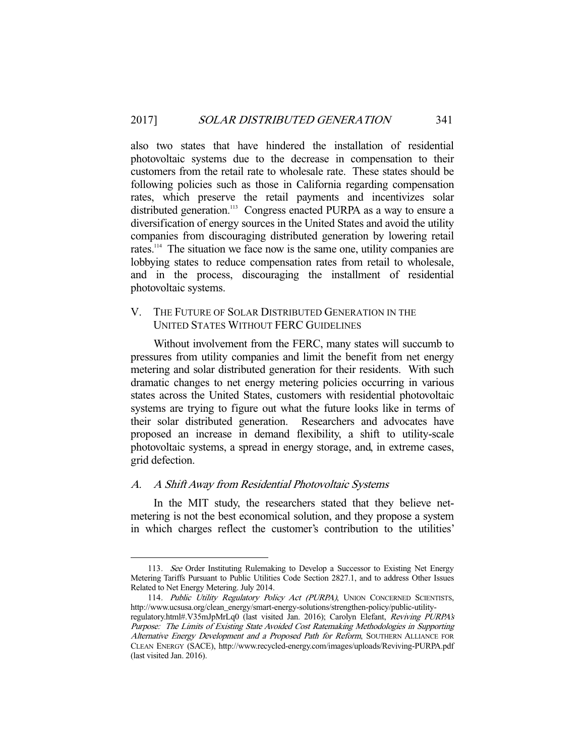also two states that have hindered the installation of residential photovoltaic systems due to the decrease in compensation to their customers from the retail rate to wholesale rate. These states should be following policies such as those in California regarding compensation rates, which preserve the retail payments and incentivizes solar distributed generation.[113] Congress enacted PURPA as a way to ensure a diversification of energy sources in the United States and avoid the utility companies from discouraging distributed generation by lowering retail rates.[114] The situation we face now is the same one, utility companies are lobbying states to reduce compensation rates from retail to wholesale, and in the process, discouraging the installment of residential photovoltaic systems.

## V. THE FUTURE OF SOLAR DISTRIBUTED GENERATION IN THE UNITED STATES WITHOUT FERC GUIDELINES

Without involvement from the FERC, many states will succumb to pressures from utility companies and limit the benefit from net energy metering and solar distributed generation for their residents. With such dramatic changes to net energy metering policies occurring in various states across the United States, customers with residential photovoltaic systems are trying to figure out what the future looks like in terms of their solar distributed generation. Researchers and advocates have proposed an increase in demand flexibility, a shift to utility-scale photovoltaic systems, a spread in energy storage, and, in extreme cases, grid defection.

### A. *A Shift Away from Residential Photovoltaic Systems*

In the MIT study, the researchers stated that they believe net-metering is not the best economical solution, and they propose a system in which charges reflect the customer's contribution to the utilities'

---

113. *See* Order Instituting Rulemaking to Develop a Successor to Existing Net Energy Metering Tariffs Pursuant to Public Utilities Code Section 2827.1, and to address Other Issues Related to Net Energy Metering. July 2014.

114. *Public Utility Regulatory Policy Act (PURPA)*, UNION CONCERNED SCIENTISTS, http://www.ucsusa.org/clean_energy/smart-energy-solutions/strengthen-policy/public-utility-regulatory.html#.V35mJpMrLq0 (last visited Jan. 2016); Carolyn Elefant, *Reviving PURPA's Purpose: The Limits of Existing State Avoided Cost Ratemaking Methodologies in Supporting Alternative Energy Development and a Proposed Path for Reform*, SOUTHERN ALLIANCE FOR CLEAN ENERGY (SACE), http://www.recycled-energy.com/images/uploads/Reviving-PURPA.pdf (last visited Jan. 2016).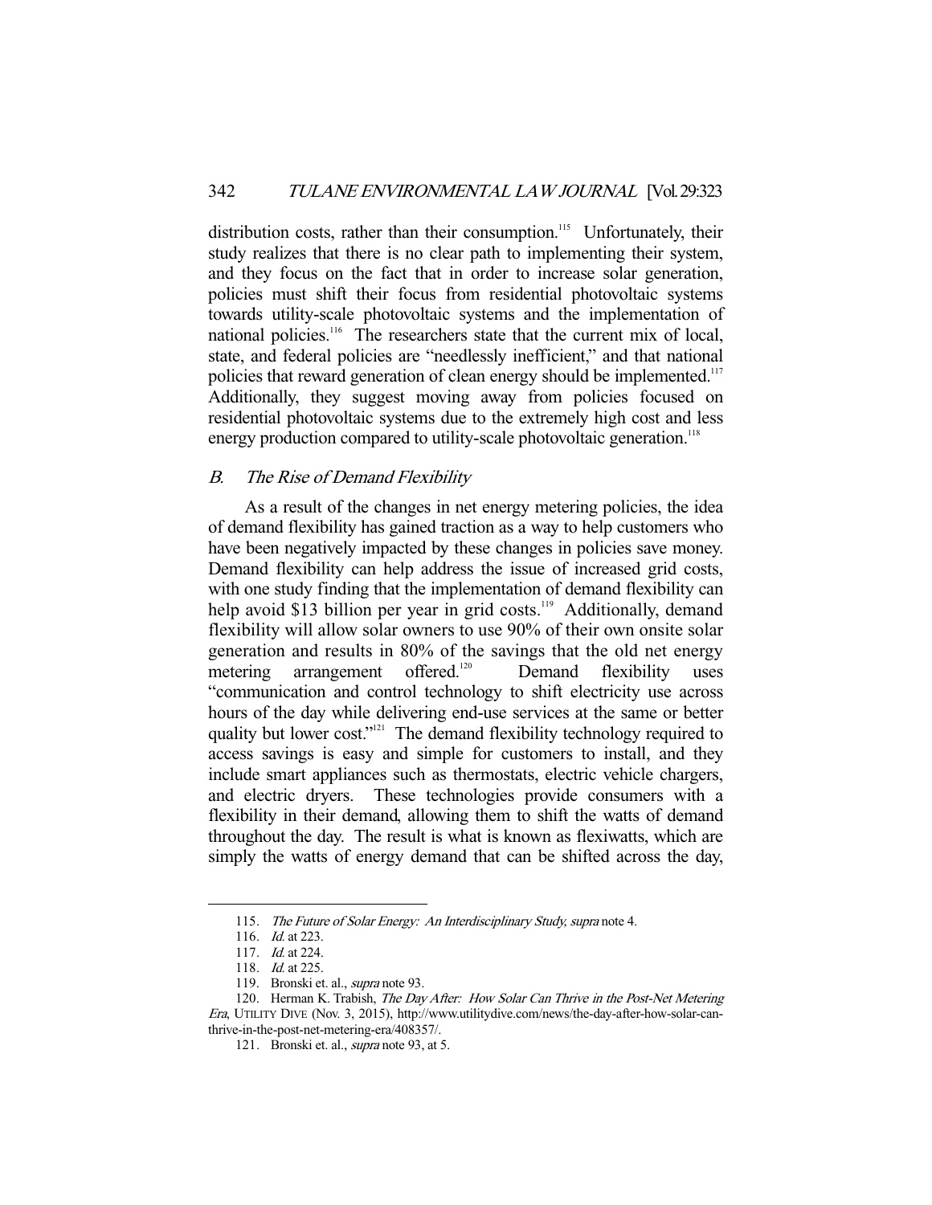distribution costs, rather than their consumption.[115] Unfortunately, their study realizes that there is no clear path to implementing their system, and they focus on the fact that in order to increase solar generation, policies must shift their focus from residential photovoltaic systems towards utility-scale photovoltaic systems and the implementation of national policies.[116] The researchers state that the current mix of local, state, and federal policies are "needlessly inefficient," and that national policies that reward generation of clean energy should be implemented.[117] Additionally, they suggest moving away from policies focused on residential photovoltaic systems due to the extremely high cost and less energy production compared to utility-scale photovoltaic generation.[118]

### *B. The Rise of Demand Flexibility*

As a result of the changes in net energy metering policies, the idea of demand flexibility has gained traction as a way to help customers who have been negatively impacted by these changes in policies save money. Demand flexibility can help address the issue of increased grid costs, with one study finding that the implementation of demand flexibility can help avoid $13 billion per year in grid costs.[119] Additionally, demand flexibility will allow solar owners to use 90% of their own onsite solar generation and results in 80% of the savings that the old net energy metering arrangement offered.[120] Demand flexibility uses "communication and control technology to shift electricity use across hours of the day while delivering end-use services at the same or better quality but lower cost."[121] The demand flexibility technology required to access savings is easy and simple for customers to install, and they include smart appliances such as thermostats, electric vehicle chargers, and electric dryers. These technologies provide consumers with a flexibility in their demand, allowing them to shift the watts of demand throughout the day. The result is what is known as flexiwatts, which are simply the watts of energy demand that can be shifted across the day,

---

115. *The Future of Solar Energy: An Interdisciplinary Study*, *supra* note 4.

116. *Id.* at 223.

117. *Id.* at 224.

118. *Id.* at 225.

119. Bronski et. al., *supra* note 93.

120. Herman K. Trabish, *The Day After: How Solar Can Thrive in the Post-Net Metering Era*, UTILITY DIVE (Nov. 3, 2015), http://www.utilitydive.com/news/the-day-after-how-solar-can-thrive-in-the-post-net-metering-era/408357/.

121. Bronski et. al., *supra* note 93, at 5.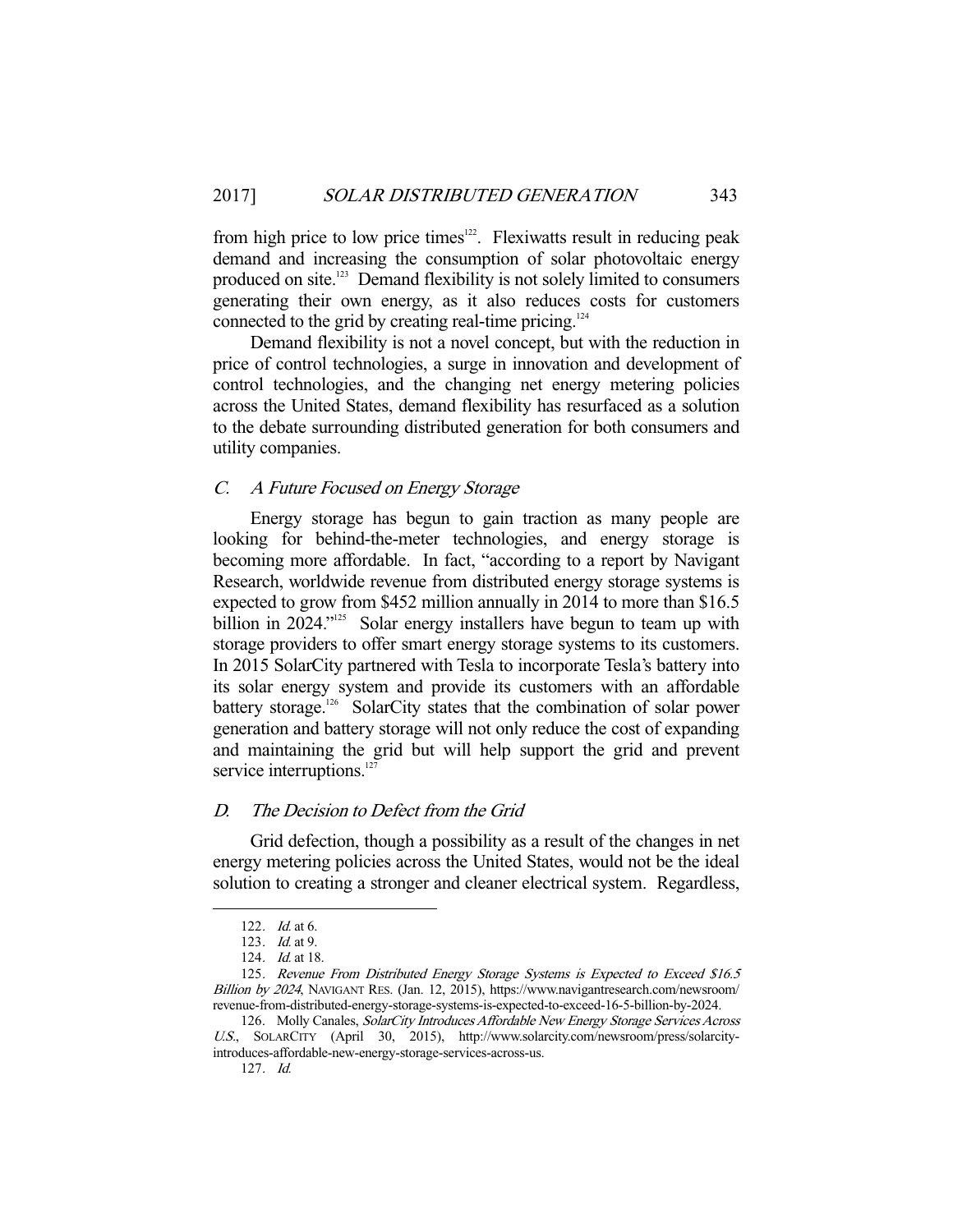from high price to low price times[122]. Flexiwatts result in reducing peak demand and increasing the consumption of solar photovoltaic energy produced on site.[123] Demand flexibility is not solely limited to consumers generating their own energy, as it also reduces costs for customers connected to the grid by creating real-time pricing.[124]

Demand flexibility is not a novel concept, but with the reduction in price of control technologies, a surge in innovation and development of control technologies, and the changing net energy metering policies across the United States, demand flexibility has resurfaced as a solution to the debate surrounding distributed generation for both consumers and utility companies.

### *C. A Future Focused on Energy Storage*

Energy storage has begun to gain traction as many people are looking for behind-the-meter technologies, and energy storage is becoming more affordable. In fact, "according to a report by Navigant Research, worldwide revenue from distributed energy storage systems is expected to grow from $452 million annually in 2014 to more than $16.5 billion in 2024."[125] Solar energy installers have begun to team up with storage providers to offer smart energy storage systems to its customers. In 2015 SolarCity partnered with Tesla to incorporate Tesla's battery into its solar energy system and provide its customers with an affordable battery storage.[126] SolarCity states that the combination of solar power generation and battery storage will not only reduce the cost of expanding and maintaining the grid but will help support the grid and prevent service interruptions.[127]

### *D. The Decision to Defect from the Grid*

Grid defection, though a possibility as a result of the changes in net energy metering policies across the United States, would not be the ideal solution to creating a stronger and cleaner electrical system. Regardless,

---

122. *Id.* at 6.

123. *Id.* at 9.

124. *Id.* at 18.

125. *Revenue From Distributed Energy Storage Systems is Expected to Exceed $16.5 Billion by 2024*, NAVIGANT RES. (Jan. 12, 2015), https://www.navigantresearch.com/newsroom/revenue-from-distributed-energy-storage-systems-is-expected-to-exceed-16-5-billion-by-2024.

126. Molly Canales, *SolarCity Introduces Affordable New Energy Storage Services Across U.S.*, SOLARCITY (April 30, 2015), http://www.solarcity.com/newsroom/press/solarcity-introduces-affordable-new-energy-storage-services-across-us.

127. *Id.*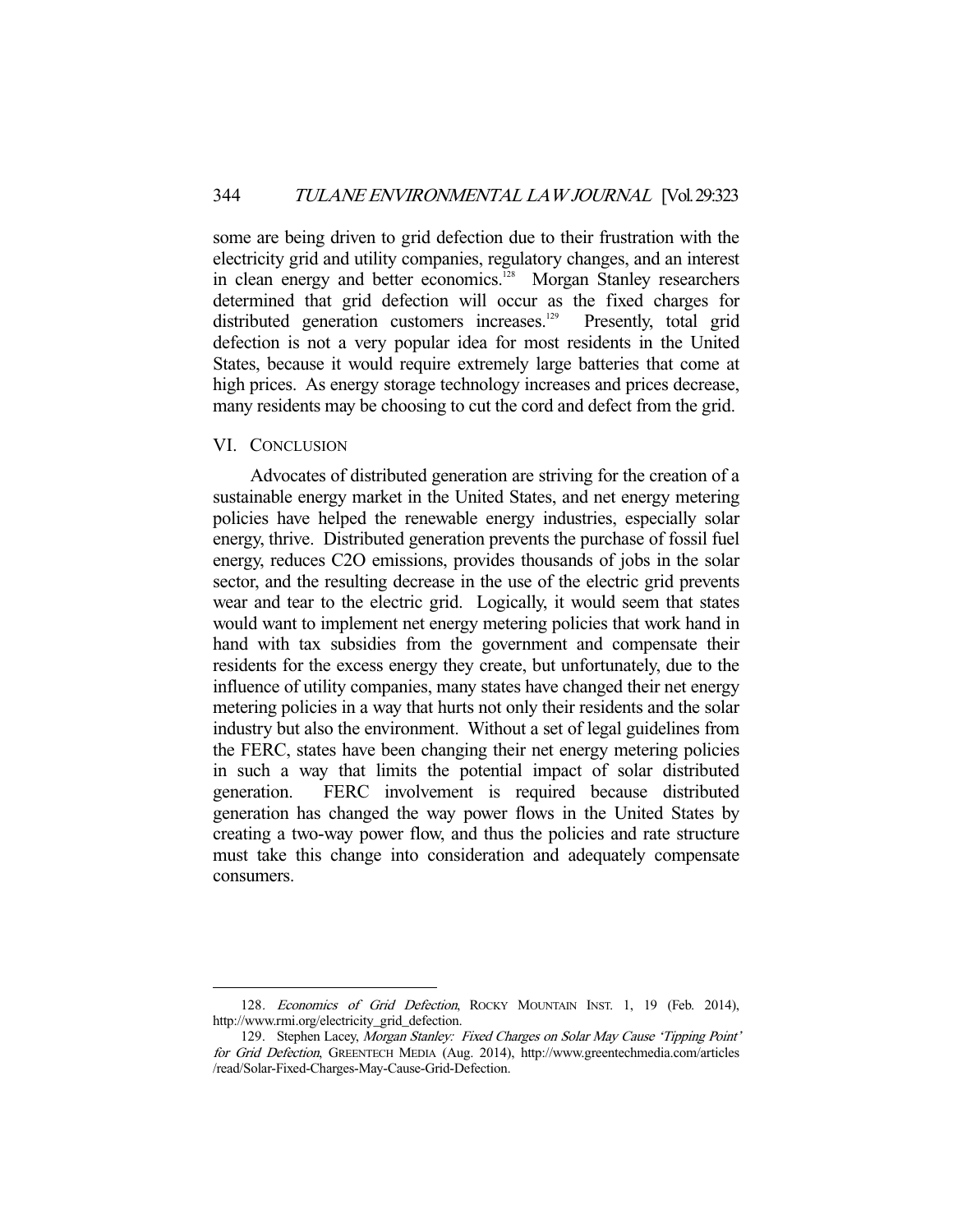some are being driven to grid defection due to their frustration with the electricity grid and utility companies, regulatory changes, and an interest in clean energy and better economics.[128] Morgan Stanley researchers determined that grid defection will occur as the fixed charges for distributed generation customers increases.[129] Presently, total grid defection is not a very popular idea for most residents in the United States, because it would require extremely large batteries that come at high prices. As energy storage technology increases and prices decrease, many residents may be choosing to cut the cord and defect from the grid.

## VI. CONCLUSION

Advocates of distributed generation are striving for the creation of a sustainable energy market in the United States, and net energy metering policies have helped the renewable energy industries, especially solar energy, thrive. Distributed generation prevents the purchase of fossil fuel energy, reduces C2O emissions, provides thousands of jobs in the solar sector, and the resulting decrease in the use of the electric grid prevents wear and tear to the electric grid. Logically, it would seem that states would want to implement net energy metering policies that work hand in hand with tax subsidies from the government and compensate their residents for the excess energy they create, but unfortunately, due to the influence of utility companies, many states have changed their net energy metering policies in a way that hurts not only their residents and the solar industry but also the environment. Without a set of legal guidelines from the FERC, states have been changing their net energy metering policies in such a way that limits the potential impact of solar distributed generation. FERC involvement is required because distributed generation has changed the way power flows in the United States by creating a two-way power flow, and thus the policies and rate structure must take this change into consideration and adequately compensate consumers.

---

128. *Economics of Grid Defection*, ROCKY MOUNTAIN INST. 1, 19 (Feb. 2014), http://www.rmi.org/electricity_grid_defection.

129. Stephen Lacey, *Morgan Stanley: Fixed Charges on Solar May Cause 'Tipping Point' for Grid Defection*, GREENTECH MEDIA (Aug. 2014), http://www.greentechmedia.com/articles/read/Solar-Fixed-Charges-May-Cause-Grid-Defection.